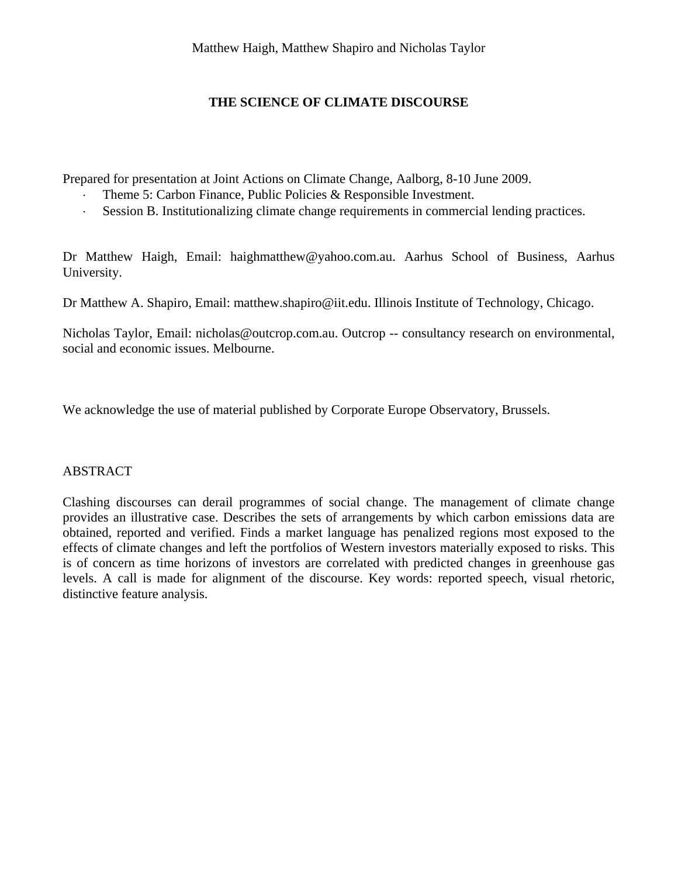Matthew Haigh, Matthew Shapiro and Nicholas Taylor

# THE SCIENCE OF CLIMATE DISCOURSE

Prepared for presentation at Joint Actions on Climate Change, Aalborg, 8-10 June 2009.

- Theme 5: Carbon Finance, Public Policies & Responsible Investment.
- Session B. Institutionalizing climate change requirements in commercial lending practices.

Dr Matthew Haigh, Email: haighmatthew@yahoo.com.au. Aarhus School of Business, Aarhus University.

Dr Matthew A. Shapiro, Email: matthew.shapiro@iit.edu. Illinois Institute of Technology, Chicago.

Nicholas Taylor, Email: nicholas@outcrop.com.au. Outcrop -- consultancy research on environmental, social and economic issues. Melbourne.

We acknowledge the use of material published by Corporate Europe Observatory, Brussels.

## ABSTRACT

Clashing discourses can derail programmes of social change. The management of climate change provides an illustrative case. Describes the sets of arrangements by which carbon emissions data are obtained, reported and verified. Finds a market language has penalized regions most exposed to the effects of climate changes and left the portfolios of Western investors materially exposed to risks. This is of concern as time horizons of investors are correlated with predicted changes in greenhouse gas levels. A call is made for alignment of the discourse. Key words: reported speech, visual rhetoric, distinctive feature analysis.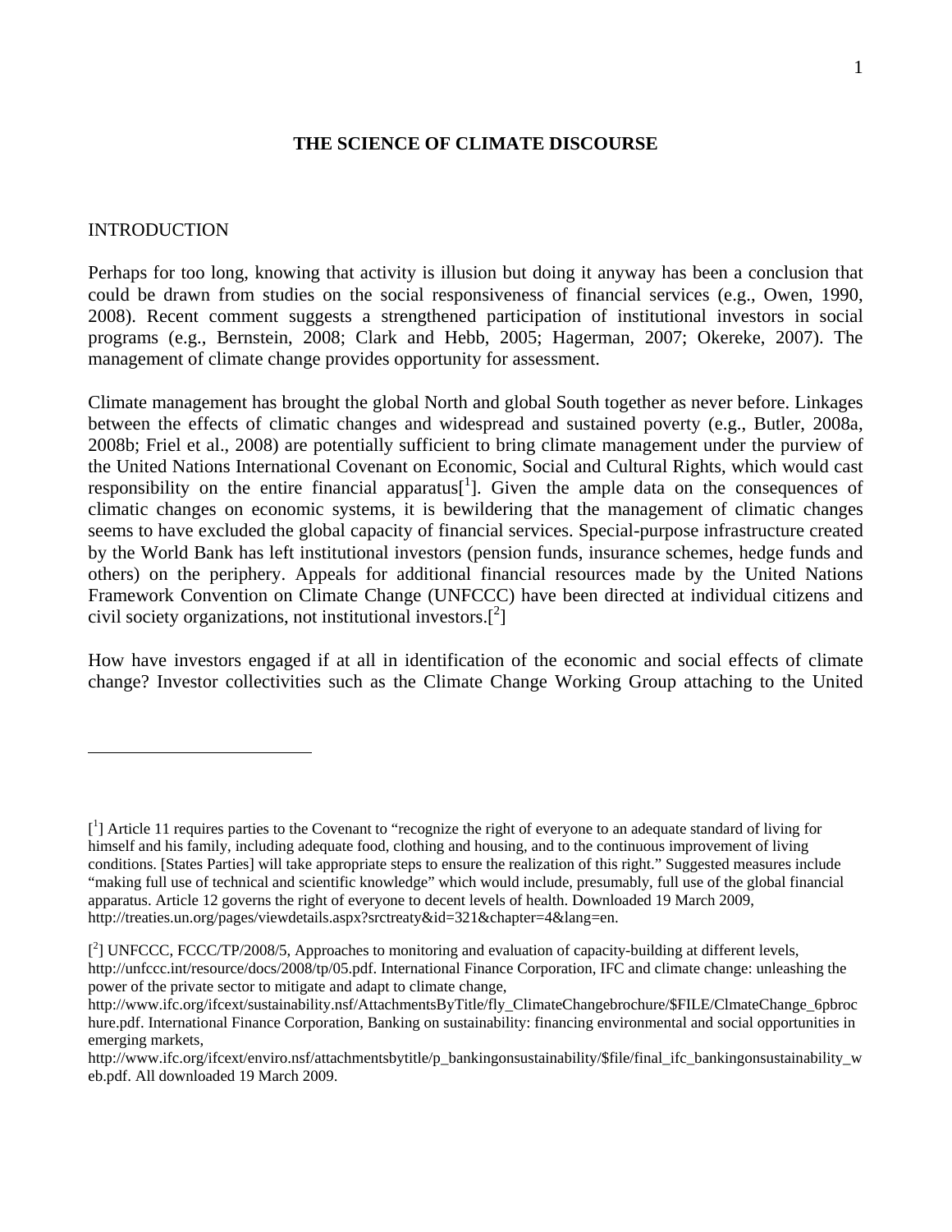**THE SCIENCE OF CLIMATE DISCOURSE**

INTRODUCTION

Perhaps for too long, knowing that activity is illusion but doing it anyway has been a conclusion that could be drawn from studies on the social responsiveness of financial services (e.g., Owen, 1990, 2008). Recent comment suggests a strengthened participation of institutional investors in social programs (e.g., Bernstein, 2008; Clark and Hebb, 2005; Hagerman, 2007; Okereke, 2007). The management of climate change provides opportunity for assessment.

Climate management has brought the global North and global South together as never before. Linkages between the effects of climatic changes and widespread and sustained poverty (e.g., Butler, 2008a, 2008b; Friel et al., 2008) are potentially sufficient to bring climate management under the purview of the United Nations International Covenant on Economic, Social and Cultural Rights, which would cast responsibility on the entire financial apparatus[1]. Given the ample data on the consequences of climatic changes on economic systems, it is bewildering that the management of climatic changes seems to have excluded the global capacity of financial services. Special-purpose infrastructure created by the World Bank has left institutional investors (pension funds, insurance schemes, hedge funds and others) on the periphery. Appeals for additional financial resources made by the United Nations Framework Convention on Climate Change (UNFCCC) have been directed at individual citizens and civil society organizations, not institutional investors.[2]

How have investors engaged if at all in identification of the economic and social effects of climate change? Investor collectivities such as the Climate Change Working Group attaching to the United

---

[1] Article 11 requires parties to the Covenant to "recognize the right of everyone to an adequate standard of living for himself and his family, including adequate food, clothing and housing, and to the continuous improvement of living conditions. [States Parties] will take appropriate steps to ensure the realization of this right." Suggested measures include "making full use of technical and scientific knowledge" which would include, presumably, full use of the global financial apparatus. Article 12 governs the right of everyone to decent levels of health. Downloaded 19 March 2009, http://treaties.un.org/pages/viewdetails.aspx?srctreaty&id=321&chapter=4&lang=en.

[2] UNFCCC, FCCC/TP/2008/5, Approaches to monitoring and evaluation of capacity-building at different levels, http://unfccc.int/resource/docs/2008/tp/05.pdf. International Finance Corporation, IFC and climate change: unleashing the power of the private sector to mitigate and adapt to climate change, http://www.ifc.org/ifcext/sustainability.nsf/AttachmentsByTitle/fly_ClimateChangebrochure/$FILE/ClmateChange_6pbrochure.pdf. International Finance Corporation, Banking on sustainability: financing environmental and social opportunities in emerging markets, http://www.ifc.org/ifcext/enviro.nsf/attachmentsbytitle/p_bankingonsustainability/$file/final_ifc_bankingonsustainability_web.pdf. All downloaded 19 March 2009.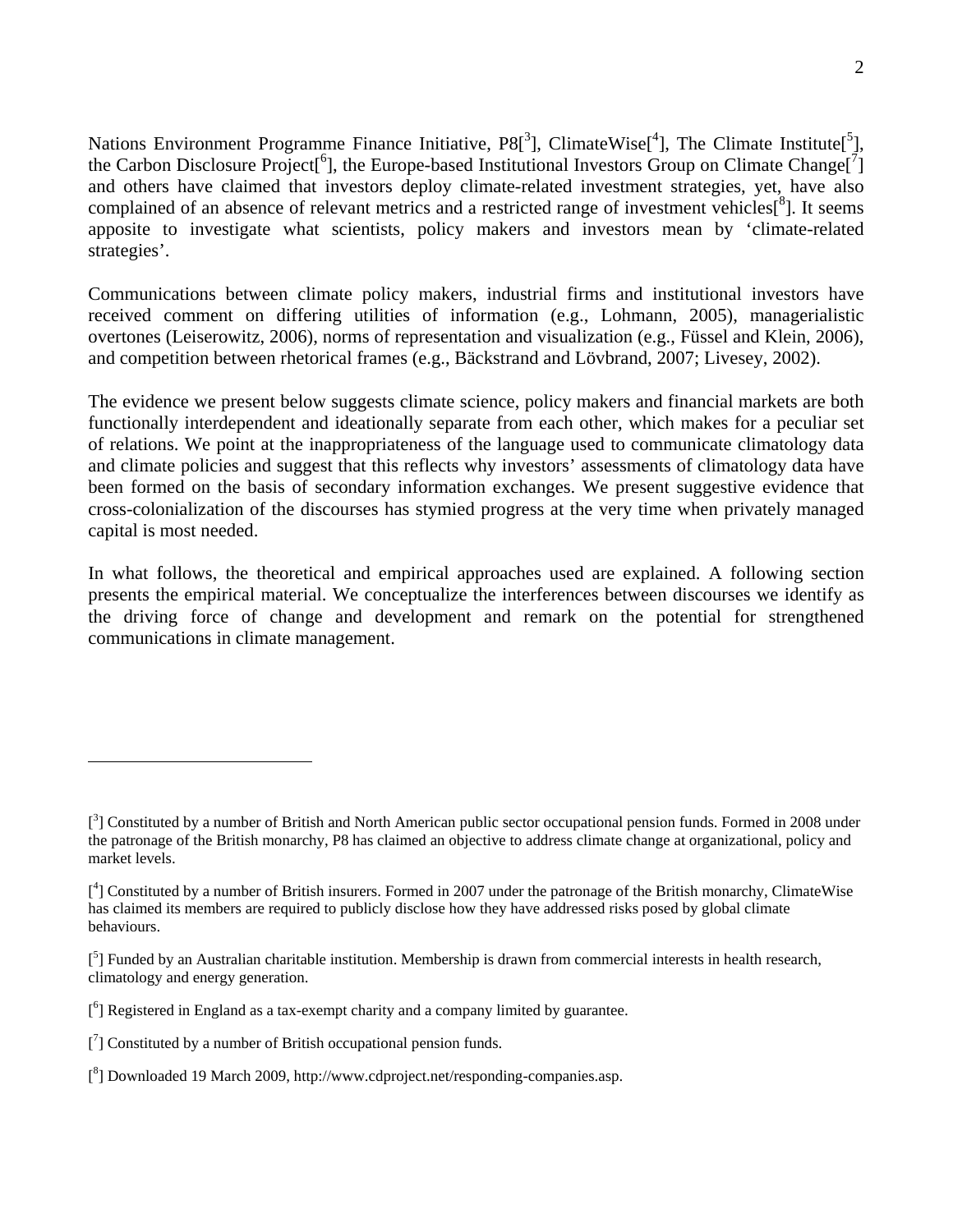Nations Environment Programme Finance Initiative, P8[3], ClimateWise[4], The Climate Institute[5], the Carbon Disclosure Project[6], the Europe-based Institutional Investors Group on Climate Change[7] and others have claimed that investors deploy climate-related investment strategies, yet, have also complained of an absence of relevant metrics and a restricted range of investment vehicles[8]. It seems apposite to investigate what scientists, policy makers and investors mean by 'climate-related strategies'.

Communications between climate policy makers, industrial firms and institutional investors have received comment on differing utilities of information (e.g., Lohmann, 2005), managerialistic overtones (Leiserowitz, 2006), norms of representation and visualization (e.g., Füssel and Klein, 2006), and competition between rhetorical frames (e.g., Bäckstrand and Lövbrand, 2007; Livesey, 2002).

The evidence we present below suggests climate science, policy makers and financial markets are both functionally interdependent and ideationally separate from each other, which makes for a peculiar set of relations. We point at the inappropriateness of the language used to communicate climatology data and climate policies and suggest that this reflects why investors' assessments of climatology data have been formed on the basis of secondary information exchanges. We present suggestive evidence that cross-colonialization of the discourses has stymied progress at the very time when privately managed capital is most needed.

In what follows, the theoretical and empirical approaches used are explained. A following section presents the empirical material. We conceptualize the interferences between discourses we identify as the driving force of change and development and remark on the potential for strengthened communications in climate management.

---

[3] Constituted by a number of British and North American public sector occupational pension funds. Formed in 2008 under the patronage of the British monarchy, P8 has claimed an objective to address climate change at organizational, policy and market levels.

[4] Constituted by a number of British insurers. Formed in 2007 under the patronage of the British monarchy, ClimateWise has claimed its members are required to publicly disclose how they have addressed risks posed by global climate behaviours.

[5] Funded by an Australian charitable institution. Membership is drawn from commercial interests in health research, climatology and energy generation.

[6] Registered in England as a tax-exempt charity and a company limited by guarantee.

[7] Constituted by a number of British occupational pension funds.

[8] Downloaded 19 March 2009, http://www.cdproject.net/responding-companies.asp.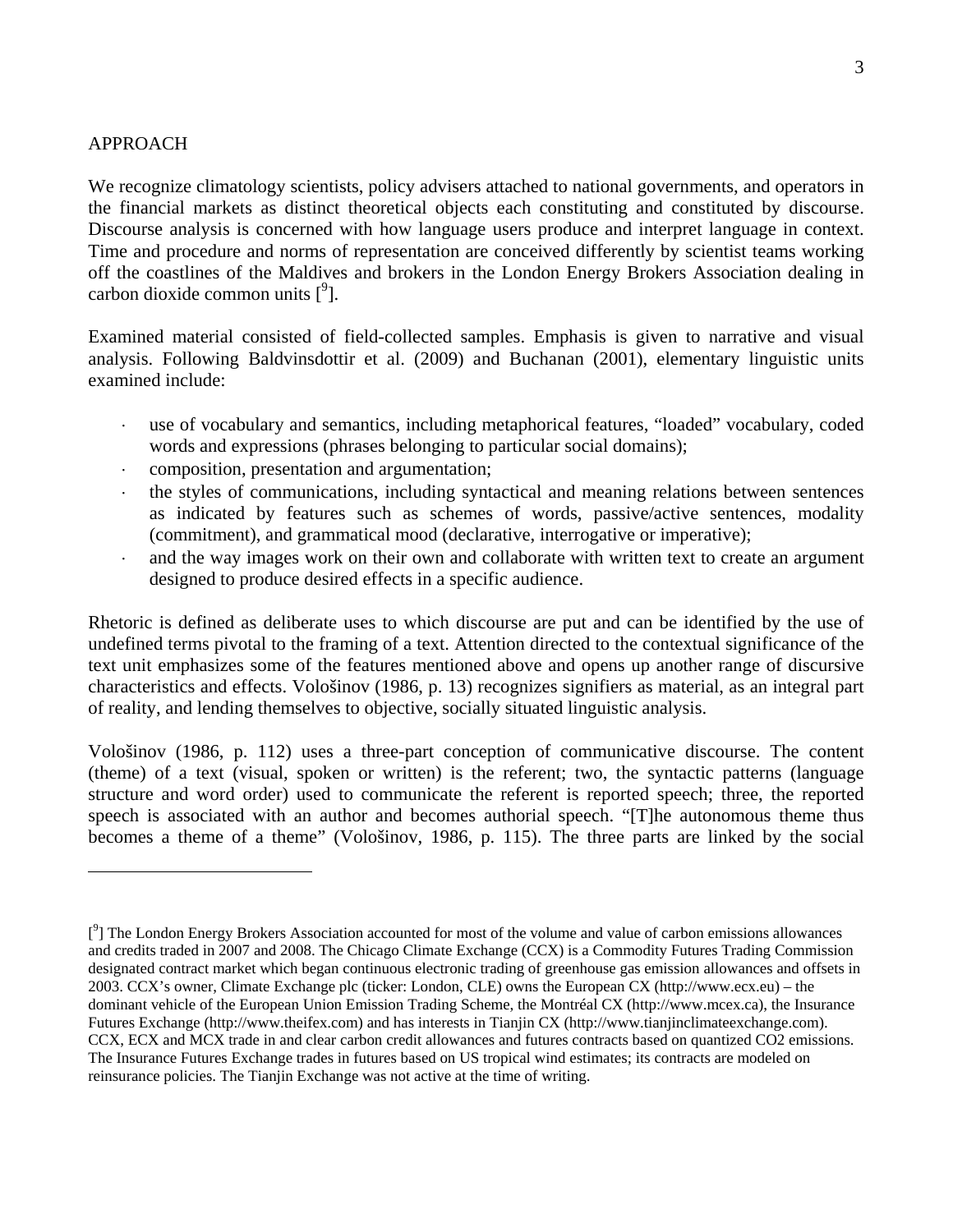## APPROACH

We recognize climatology scientists, policy advisers attached to national governments, and operators in the financial markets as distinct theoretical objects each constituting and constituted by discourse. Discourse analysis is concerned with how language users produce and interpret language in context. Time and procedure and norms of representation are conceived differently by scientist teams working off the coastlines of the Maldives and brokers in the London Energy Brokers Association dealing in carbon dioxide common units [9].

Examined material consisted of field-collected samples. Emphasis is given to narrative and visual analysis. Following Baldvinsdottir et al. (2009) and Buchanan (2001), elementary linguistic units examined include:

- use of vocabulary and semantics, including metaphorical features, "loaded" vocabulary, coded words and expressions (phrases belonging to particular social domains);
- composition, presentation and argumentation;
- the styles of communications, including syntactical and meaning relations between sentences as indicated by features such as schemes of words, passive/active sentences, modality (commitment), and grammatical mood (declarative, interrogative or imperative);
- and the way images work on their own and collaborate with written text to create an argument designed to produce desired effects in a specific audience.

Rhetoric is defined as deliberate uses to which discourse are put and can be identified by the use of undefined terms pivotal to the framing of a text. Attention directed to the contextual significance of the text unit emphasizes some of the features mentioned above and opens up another range of discursive characteristics and effects. Vološinov (1986, p. 13) recognizes signifiers as material, as an integral part of reality, and lending themselves to objective, socially situated linguistic analysis.

Vološinov (1986, p. 112) uses a three-part conception of communicative discourse. The content (theme) of a text (visual, spoken or written) is the referent; two, the syntactic patterns (language structure and word order) used to communicate the referent is reported speech; three, the reported speech is associated with an author and becomes authorial speech. "[T]he autonomous theme thus becomes a theme of a theme" (Vološinov, 1986, p. 115). The three parts are linked by the social

---

[9] The London Energy Brokers Association accounted for most of the volume and value of carbon emissions allowances and credits traded in 2007 and 2008. The Chicago Climate Exchange (CCX) is a Commodity Futures Trading Commission designated contract market which began continuous electronic trading of greenhouse gas emission allowances and offsets in 2003. CCX's owner, Climate Exchange plc (ticker: London, CLE) owns the European CX (http://www.ecx.eu) – the dominant vehicle of the European Union Emission Trading Scheme, the Montréal CX (http://www.mcex.ca), the Insurance Futures Exchange (http://www.theifex.com) and has interests in Tianjin CX (http://www.tianjinclimateexchange.com). CCX, ECX and MCX trade in and clear carbon credit allowances and futures contracts based on quantized CO2 emissions. The Insurance Futures Exchange trades in futures based on US tropical wind estimates; its contracts are modeled on reinsurance policies. The Tianjin Exchange was not active at the time of writing.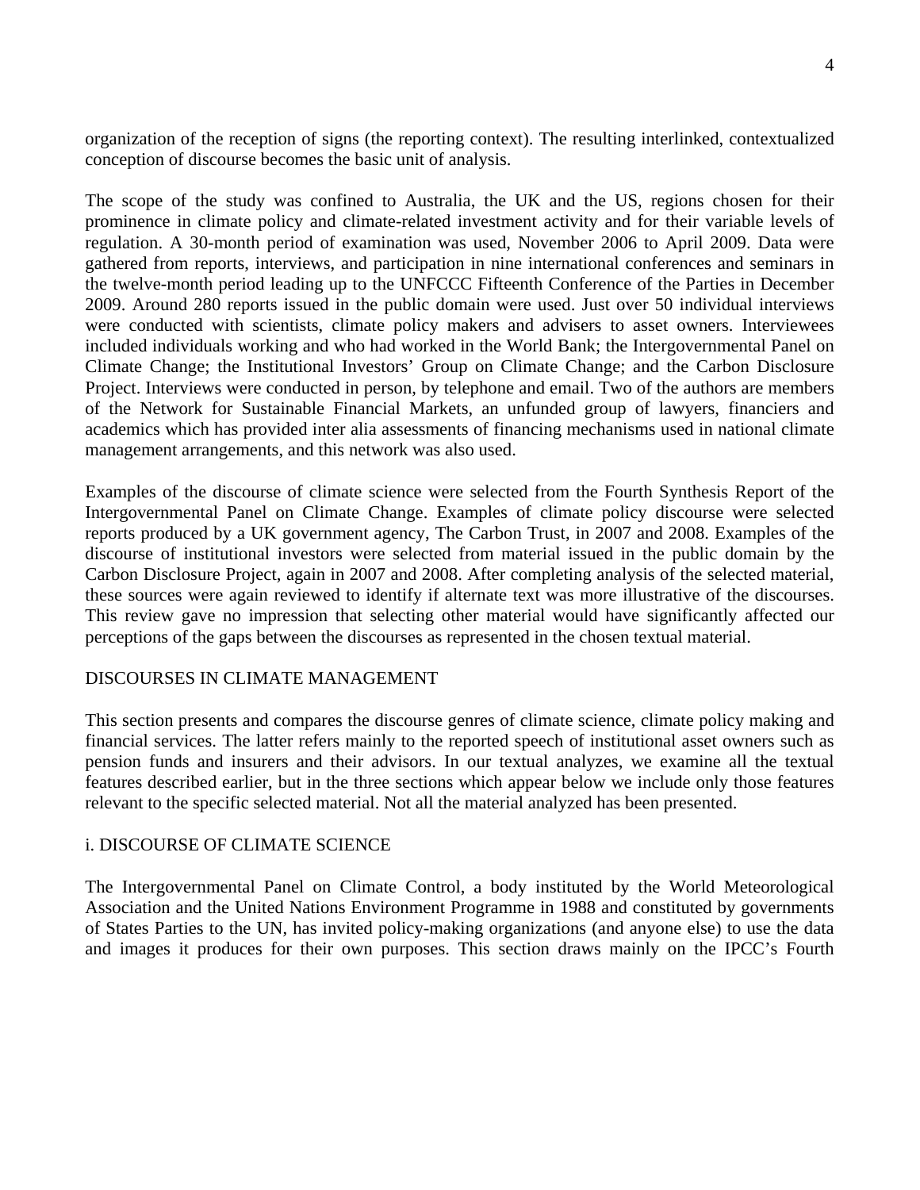organization of the reception of signs (the reporting context). The resulting interlinked, contextualized conception of discourse becomes the basic unit of analysis.

The scope of the study was confined to Australia, the UK and the US, regions chosen for their prominence in climate policy and climate-related investment activity and for their variable levels of regulation. A 30-month period of examination was used, November 2006 to April 2009. Data were gathered from reports, interviews, and participation in nine international conferences and seminars in the twelve-month period leading up to the UNFCCC Fifteenth Conference of the Parties in December 2009. Around 280 reports issued in the public domain were used. Just over 50 individual interviews were conducted with scientists, climate policy makers and advisers to asset owners. Interviewees included individuals working and who had worked in the World Bank; the Intergovernmental Panel on Climate Change; the Institutional Investors' Group on Climate Change; and the Carbon Disclosure Project. Interviews were conducted in person, by telephone and email. Two of the authors are members of the Network for Sustainable Financial Markets, an unfunded group of lawyers, financiers and academics which has provided inter alia assessments of financing mechanisms used in national climate management arrangements, and this network was also used.

Examples of the discourse of climate science were selected from the Fourth Synthesis Report of the Intergovernmental Panel on Climate Change. Examples of climate policy discourse were selected reports produced by a UK government agency, The Carbon Trust, in 2007 and 2008. Examples of the discourse of institutional investors were selected from material issued in the public domain by the Carbon Disclosure Project, again in 2007 and 2008. After completing analysis of the selected material, these sources were again reviewed to identify if alternate text was more illustrative of the discourses. This review gave no impression that selecting other material would have significantly affected our perceptions of the gaps between the discourses as represented in the chosen textual material.

## DISCOURSES IN CLIMATE MANAGEMENT

This section presents and compares the discourse genres of climate science, climate policy making and financial services. The latter refers mainly to the reported speech of institutional asset owners such as pension funds and insurers and their advisors. In our textual analyzes, we examine all the textual features described earlier, but in the three sections which appear below we include only those features relevant to the specific selected material. Not all the material analyzed has been presented.

### i. DISCOURSE OF CLIMATE SCIENCE

The Intergovernmental Panel on Climate Control, a body instituted by the World Meteorological Association and the United Nations Environment Programme in 1988 and constituted by governments of States Parties to the UN, has invited policy-making organizations (and anyone else) to use the data and images it produces for their own purposes. This section draws mainly on the IPCC's Fourth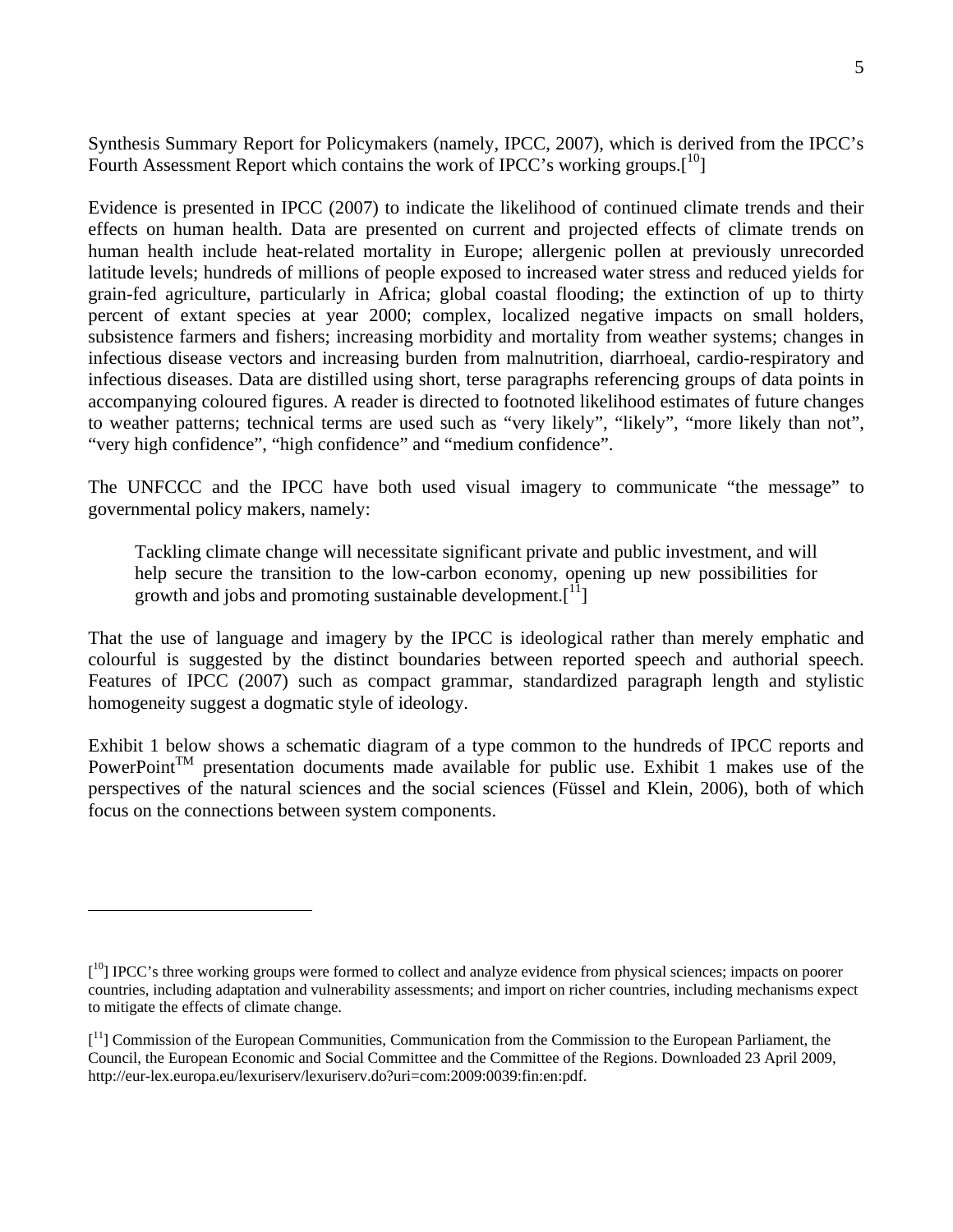Synthesis Summary Report for Policymakers (namely, IPCC, 2007), which is derived from the IPCC's Fourth Assessment Report which contains the work of IPCC's working groups.[10]

Evidence is presented in IPCC (2007) to indicate the likelihood of continued climate trends and their effects on human health. Data are presented on current and projected effects of climate trends on human health include heat-related mortality in Europe; allergenic pollen at previously unrecorded latitude levels; hundreds of millions of people exposed to increased water stress and reduced yields for grain-fed agriculture, particularly in Africa; global coastal flooding; the extinction of up to thirty percent of extant species at year 2000; complex, localized negative impacts on small holders, subsistence farmers and fishers; increasing morbidity and mortality from weather systems; changes in infectious disease vectors and increasing burden from malnutrition, diarrhoeal, cardio-respiratory and infectious diseases. Data are distilled using short, terse paragraphs referencing groups of data points in accompanying coloured figures. A reader is directed to footnoted likelihood estimates of future changes to weather patterns; technical terms are used such as "very likely", "likely", "more likely than not", "very high confidence", "high confidence" and "medium confidence".

The UNFCCC and the IPCC have both used visual imagery to communicate "the message" to governmental policy makers, namely:

> Tackling climate change will necessitate significant private and public investment, and will help secure the transition to the low-carbon economy, opening up new possibilities for growth and jobs and promoting sustainable development.[11]

That the use of language and imagery by the IPCC is ideological rather than merely emphatic and colourful is suggested by the distinct boundaries between reported speech and authorial speech. Features of IPCC (2007) such as compact grammar, standardized paragraph length and stylistic homogeneity suggest a dogmatic style of ideology.

Exhibit 1 below shows a schematic diagram of a type common to the hundreds of IPCC reports and PowerPoint™ presentation documents made available for public use. Exhibit 1 makes use of the perspectives of the natural sciences and the social sciences (Füssel and Klein, 2006), both of which focus on the connections between system components.

---

[10] IPCC's three working groups were formed to collect and analyze evidence from physical sciences; impacts on poorer countries, including adaptation and vulnerability assessments; and import on richer countries, including mechanisms expect to mitigate the effects of climate change.

[11] Commission of the European Communities, Communication from the Commission to the European Parliament, the Council, the European Economic and Social Committee and the Committee of the Regions. Downloaded 23 April 2009, http://eur-lex.europa.eu/lexuriserv/lexuriserv.do?uri=com:2009:0039:fin:en:pdf.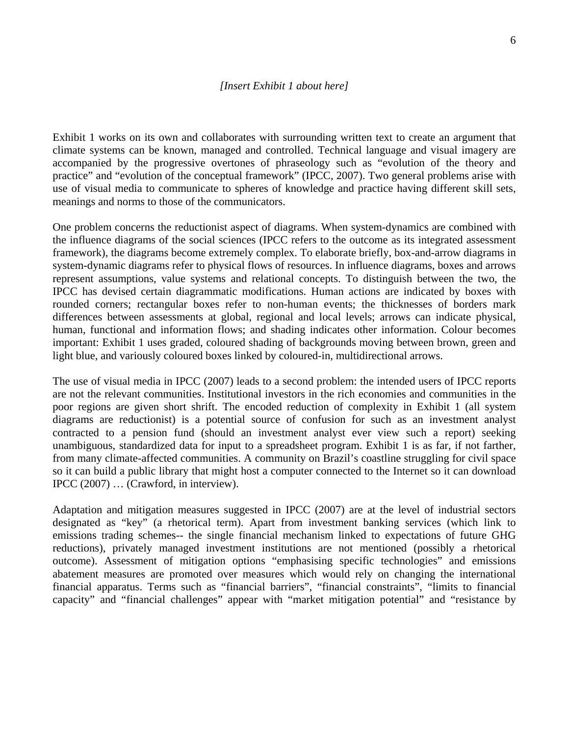*[Insert Exhibit 1 about here]*

Exhibit 1 works on its own and collaborates with surrounding written text to create an argument that climate systems can be known, managed and controlled. Technical language and visual imagery are accompanied by the progressive overtones of phraseology such as "evolution of the theory and practice" and "evolution of the conceptual framework" (IPCC, 2007). Two general problems arise with use of visual media to communicate to spheres of knowledge and practice having different skill sets, meanings and norms to those of the communicators.

One problem concerns the reductionist aspect of diagrams. When system-dynamics are combined with the influence diagrams of the social sciences (IPCC refers to the outcome as its integrated assessment framework), the diagrams become extremely complex. To elaborate briefly, box-and-arrow diagrams in system-dynamic diagrams refer to physical flows of resources. In influence diagrams, boxes and arrows represent assumptions, value systems and relational concepts. To distinguish between the two, the IPCC has devised certain diagrammatic modifications. Human actions are indicated by boxes with rounded corners; rectangular boxes refer to non-human events; the thicknesses of borders mark differences between assessments at global, regional and local levels; arrows can indicate physical, human, functional and information flows; and shading indicates other information. Colour becomes important: Exhibit 1 uses graded, coloured shading of backgrounds moving between brown, green and light blue, and variously coloured boxes linked by coloured-in, multidirectional arrows.

The use of visual media in IPCC (2007) leads to a second problem: the intended users of IPCC reports are not the relevant communities. Institutional investors in the rich economies and communities in the poor regions are given short shrift. The encoded reduction of complexity in Exhibit 1 (all system diagrams are reductionist) is a potential source of confusion for such as an investment analyst contracted to a pension fund (should an investment analyst ever view such a report) seeking unambiguous, standardized data for input to a spreadsheet program. Exhibit 1 is as far, if not farther, from many climate-affected communities. A community on Brazil's coastline struggling for civil space so it can build a public library that might host a computer connected to the Internet so it can download IPCC (2007) … (Crawford, in interview).

Adaptation and mitigation measures suggested in IPCC (2007) are at the level of industrial sectors designated as "key" (a rhetorical term). Apart from investment banking services (which link to emissions trading schemes-- the single financial mechanism linked to expectations of future GHG reductions), privately managed investment institutions are not mentioned (possibly a rhetorical outcome). Assessment of mitigation options "emphasising specific technologies" and emissions abatement measures are promoted over measures which would rely on changing the international financial apparatus. Terms such as "financial barriers", "financial constraints", "limits to financial capacity" and "financial challenges" appear with "market mitigation potential" and "resistance by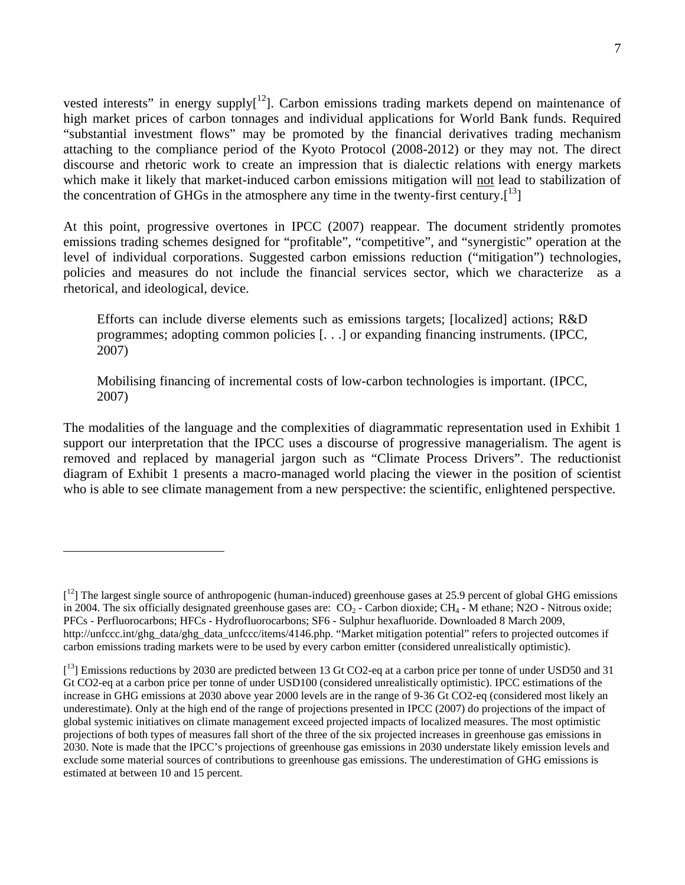vested interests" in energy supply[[12]]. Carbon emissions trading markets depend on maintenance of high market prices of carbon tonnages and individual applications for World Bank funds. Required "substantial investment flows" may be promoted by the financial derivatives trading mechanism attaching to the compliance period of the Kyoto Protocol (2008-2012) or they may not. The direct discourse and rhetoric work to create an impression that is dialectic relations with energy markets which make it likely that market-induced carbon emissions mitigation will <u>not</u> lead to stabilization of the concentration of GHGs in the atmosphere any time in the twenty-first century.[[13]]

At this point, progressive overtones in IPCC (2007) reappear. The document stridently promotes emissions trading schemes designed for "profitable", "competitive", and "synergistic" operation at the level of individual corporations. Suggested carbon emissions reduction ("mitigation") technologies, policies and measures do not include the financial services sector, which we characterize as a rhetorical, and ideological, device.

> Efforts can include diverse elements such as emissions targets; [localized] actions; R&D programmes; adopting common policies [. . .] or expanding financing instruments. (IPCC, 2007)

> Mobilising financing of incremental costs of low-carbon technologies is important. (IPCC, 2007)

The modalities of the language and the complexities of diagrammatic representation used in Exhibit 1 support our interpretation that the IPCC uses a discourse of progressive managerialism. The agent is removed and replaced by managerial jargon such as "Climate Process Drivers". The reductionist diagram of Exhibit 1 presents a macro-managed world placing the viewer in the position of scientist who is able to see climate management from a new perspective: the scientific, enlightened perspective.

---

[[12]] The largest single source of anthropogenic (human-induced) greenhouse gases at 25.9 percent of global GHG emissions in 2004. The six officially designated greenhouse gases are: $CO_2$ - Carbon dioxide; $CH_4$ - M ethane; N2O - Nitrous oxide; PFCs - Perfluorocarbons; HFCs - Hydrofluorocarbons; SF6 - Sulphur hexafluoride. Downloaded 8 March 2009, http://unfccc.int/ghg_data/ghg_data_unfccc/items/4146.php. "Market mitigation potential" refers to projected outcomes if carbon emissions trading markets were to be used by every carbon emitter (considered unrealistically optimistic).

[[13]] Emissions reductions by 2030 are predicted between 13 Gt CO2-eq at a carbon price per tonne of under USD50 and 31 Gt CO2-eq at a carbon price per tonne of under USD100 (considered unrealistically optimistic). IPCC estimations of the increase in GHG emissions at 2030 above year 2000 levels are in the range of 9-36 Gt CO2-eq (considered most likely an underestimate). Only at the high end of the range of projections presented in IPCC (2007) do projections of the impact of global systemic initiatives on climate management exceed projected impacts of localized measures. The most optimistic projections of both types of measures fall short of the three of the six projected increases in greenhouse gas emissions in 2030. Note is made that the IPCC's projections of greenhouse gas emissions in 2030 understate likely emission levels and exclude some material sources of contributions to greenhouse gas emissions. The underestimation of GHG emissions is estimated at between 10 and 15 percent.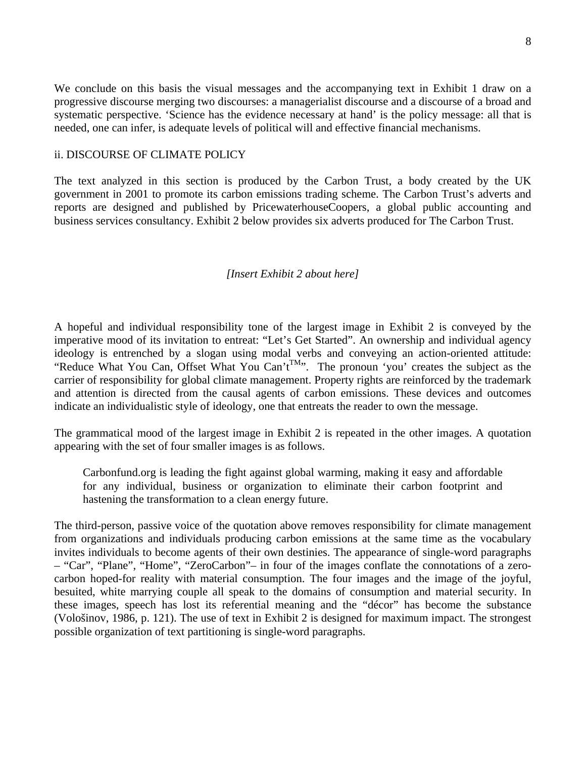We conclude on this basis the visual messages and the accompanying text in Exhibit 1 draw on a progressive discourse merging two discourses: a managerialist discourse and a discourse of a broad and systematic perspective. 'Science has the evidence necessary at hand' is the policy message: all that is needed, one can infer, is adequate levels of political will and effective financial mechanisms.

ii. DISCOURSE OF CLIMATE POLICY

The text analyzed in this section is produced by the Carbon Trust, a body created by the UK government in 2001 to promote its carbon emissions trading scheme. The Carbon Trust's adverts and reports are designed and published by PricewaterhouseCoopers, a global public accounting and business services consultancy. Exhibit 2 below provides six adverts produced for The Carbon Trust.

*[Insert Exhibit 2 about here]*

A hopeful and individual responsibility tone of the largest image in Exhibit 2 is conveyed by the imperative mood of its invitation to entreat: "Let's Get Started". An ownership and individual agency ideology is entrenched by a slogan using modal verbs and conveying an action-oriented attitude: "Reduce What You Can, Offset What You Can't™". The pronoun 'you' creates the subject as the carrier of responsibility for global climate management. Property rights are reinforced by the trademark and attention is directed from the causal agents of carbon emissions. These devices and outcomes indicate an individualistic style of ideology, one that entreats the reader to own the message.

The grammatical mood of the largest image in Exhibit 2 is repeated in the other images. A quotation appearing with the set of four smaller images is as follows.

> Carbonfund.org is leading the fight against global warming, making it easy and affordable for any individual, business or organization to eliminate their carbon footprint and hastening the transformation to a clean energy future.

The third-person, passive voice of the quotation above removes responsibility for climate management from organizations and individuals producing carbon emissions at the same time as the vocabulary invites individuals to become agents of their own destinies. The appearance of single-word paragraphs – "Car", "Plane", "Home", "ZeroCarbon"– in four of the images conflate the connotations of a zero-carbon hoped-for reality with material consumption. The four images and the image of the joyful, besuited, white marrying couple all speak to the domains of consumption and material security. In these images, speech has lost its referential meaning and the "décor" has become the substance (Vološinov, 1986, p. 121). The use of text in Exhibit 2 is designed for maximum impact. The strongest possible organization of text partitioning is single-word paragraphs.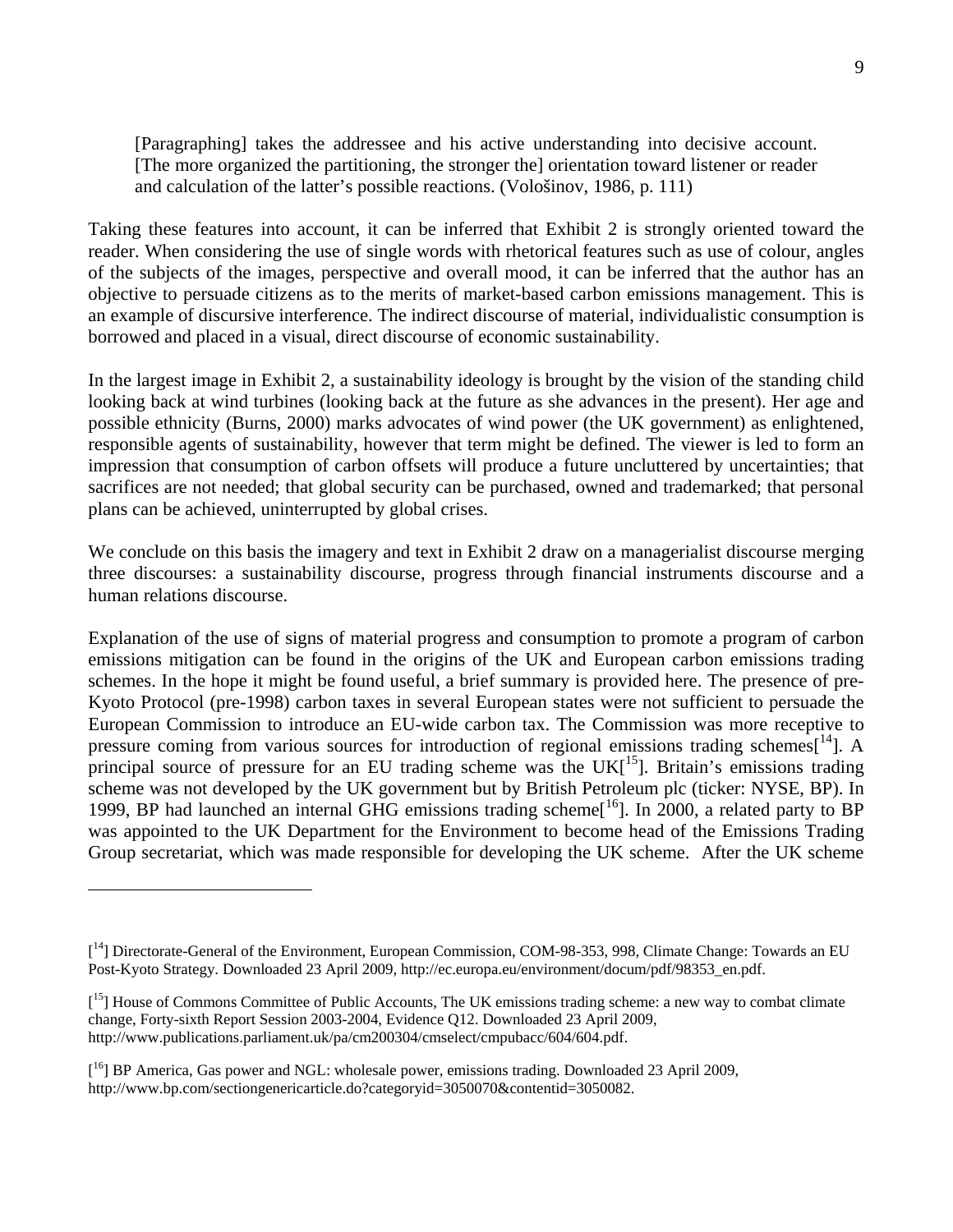> [Paragraphing] takes the addressee and his active understanding into decisive account. [The more organized the partitioning, the stronger the] orientation toward listener or reader and calculation of the latter's possible reactions. (Vološinov, 1986, p. 111)

Taking these features into account, it can be inferred that Exhibit 2 is strongly oriented toward the reader. When considering the use of single words with rhetorical features such as use of colour, angles of the subjects of the images, perspective and overall mood, it can be inferred that the author has an objective to persuade citizens as to the merits of market-based carbon emissions management. This is an example of discursive interference. The indirect discourse of material, individualistic consumption is borrowed and placed in a visual, direct discourse of economic sustainability.

In the largest image in Exhibit 2, a sustainability ideology is brought by the vision of the standing child looking back at wind turbines (looking back at the future as she advances in the present). Her age and possible ethnicity (Burns, 2000) marks advocates of wind power (the UK government) as enlightened, responsible agents of sustainability, however that term might be defined. The viewer is led to form an impression that consumption of carbon offsets will produce a future uncluttered by uncertainties; that sacrifices are not needed; that global security can be purchased, owned and trademarked; that personal plans can be achieved, uninterrupted by global crises.

We conclude on this basis the imagery and text in Exhibit 2 draw on a managerialist discourse merging three discourses: a sustainability discourse, progress through financial instruments discourse and a human relations discourse.

Explanation of the use of signs of material progress and consumption to promote a program of carbon emissions mitigation can be found in the origins of the UK and European carbon emissions trading schemes. In the hope it might be found useful, a brief summary is provided here. The presence of pre-Kyoto Protocol (pre-1998) carbon taxes in several European states were not sufficient to persuade the European Commission to introduce an EU-wide carbon tax. The Commission was more receptive to pressure coming from various sources for introduction of regional emissions trading schemes[[14]]. A principal source of pressure for an EU trading scheme was the UK[[15]]. Britain's emissions trading scheme was not developed by the UK government but by British Petroleum plc (ticker: NYSE, BP). In 1999, BP had launched an internal GHG emissions trading scheme[[16]]. In 2000, a related party to BP was appointed to the UK Department for the Environment to become head of the Emissions Trading Group secretariat, which was made responsible for developing the UK scheme. After the UK scheme

---

[[14]] Directorate-General of the Environment, European Commission, COM-98-353, 998, Climate Change: Towards an EU Post-Kyoto Strategy. Downloaded 23 April 2009, http://ec.europa.eu/environment/docum/pdf/98353_en.pdf.

[[15]] House of Commons Committee of Public Accounts, The UK emissions trading scheme: a new way to combat climate change, Forty-sixth Report Session 2003-2004, Evidence Q12. Downloaded 23 April 2009, http://www.publications.parliament.uk/pa/cm200304/cmselect/cmpubacc/604/604.pdf.

[[16]] BP America, Gas power and NGL: wholesale power, emissions trading. Downloaded 23 April 2009, http://www.bp.com/sectiongenericarticle.do?categoryid=3050070&contentid=3050082.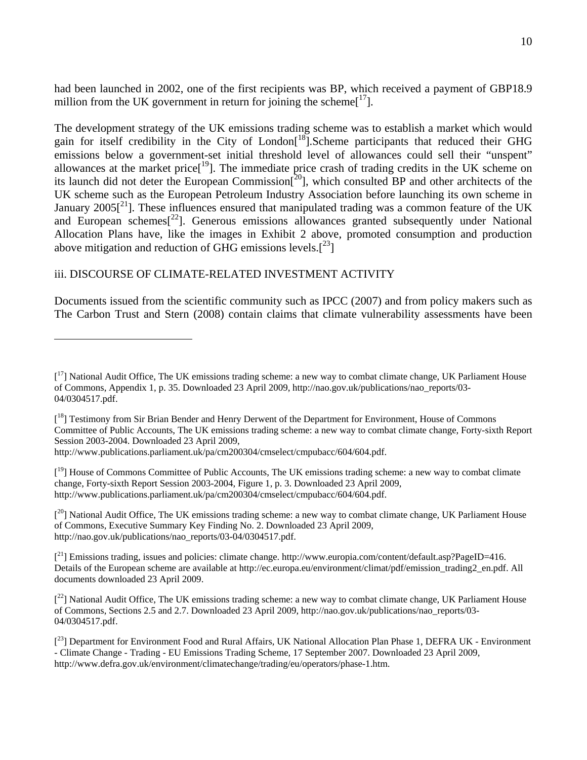had been launched in 2002, one of the first recipients was BP, which received a payment of GBP18.9 million from the UK government in return for joining the scheme[17].

The development strategy of the UK emissions trading scheme was to establish a market which would gain for itself credibility in the City of London[18].Scheme participants that reduced their GHG emissions below a government-set initial threshold level of allowances could sell their "unspent" allowances at the market price[19]. The immediate price crash of trading credits in the UK scheme on its launch did not deter the European Commission[20], which consulted BP and other architects of the UK scheme such as the European Petroleum Industry Association before launching its own scheme in January 2005[21]. These influences ensured that manipulated trading was a common feature of the UK and European schemes[22]. Generous emissions allowances granted subsequently under National Allocation Plans have, like the images in Exhibit 2 above, promoted consumption and production above mitigation and reduction of GHG emissions levels.[23]

### iii. DISCOURSE OF CLIMATE-RELATED INVESTMENT ACTIVITY

Documents issued from the scientific community such as IPCC (2007) and from policy makers such as The Carbon Trust and Stern (2008) contain claims that climate vulnerability assessments have been

---

[17] National Audit Office, The UK emissions trading scheme: a new way to combat climate change, UK Parliament House of Commons, Appendix 1, p. 35. Downloaded 23 April 2009, http://nao.gov.uk/publications/nao_reports/03-04/0304517.pdf.

[18] Testimony from Sir Brian Bender and Henry Derwent of the Department for Environment, House of Commons Committee of Public Accounts, The UK emissions trading scheme: a new way to combat climate change, Forty-sixth Report Session 2003-2004. Downloaded 23 April 2009, http://www.publications.parliament.uk/pa/cm200304/cmselect/cmpubacc/604/604.pdf.

[19] House of Commons Committee of Public Accounts, The UK emissions trading scheme: a new way to combat climate change, Forty-sixth Report Session 2003-2004, Figure 1, p. 3. Downloaded 23 April 2009, http://www.publications.parliament.uk/pa/cm200304/cmselect/cmpubacc/604/604.pdf.

[20] National Audit Office, The UK emissions trading scheme: a new way to combat climate change, UK Parliament House of Commons, Executive Summary Key Finding No. 2. Downloaded 23 April 2009, http://nao.gov.uk/publications/nao_reports/03-04/0304517.pdf.

[21] Emissions trading, issues and policies: climate change. http://www.europia.com/content/default.asp?PageID=416. Details of the European scheme are available at http://ec.europa.eu/environment/climat/pdf/emission_trading2_en.pdf. All documents downloaded 23 April 2009.

[22] National Audit Office, The UK emissions trading scheme: a new way to combat climate change, UK Parliament House of Commons, Sections 2.5 and 2.7. Downloaded 23 April 2009, http://nao.gov.uk/publications/nao_reports/03-04/0304517.pdf.

[23] Department for Environment Food and Rural Affairs, UK National Allocation Plan Phase 1, DEFRA UK - Environment - Climate Change - Trading - EU Emissions Trading Scheme, 17 September 2007. Downloaded 23 April 2009, http://www.defra.gov.uk/environment/climatechange/trading/eu/operators/phase-1.htm.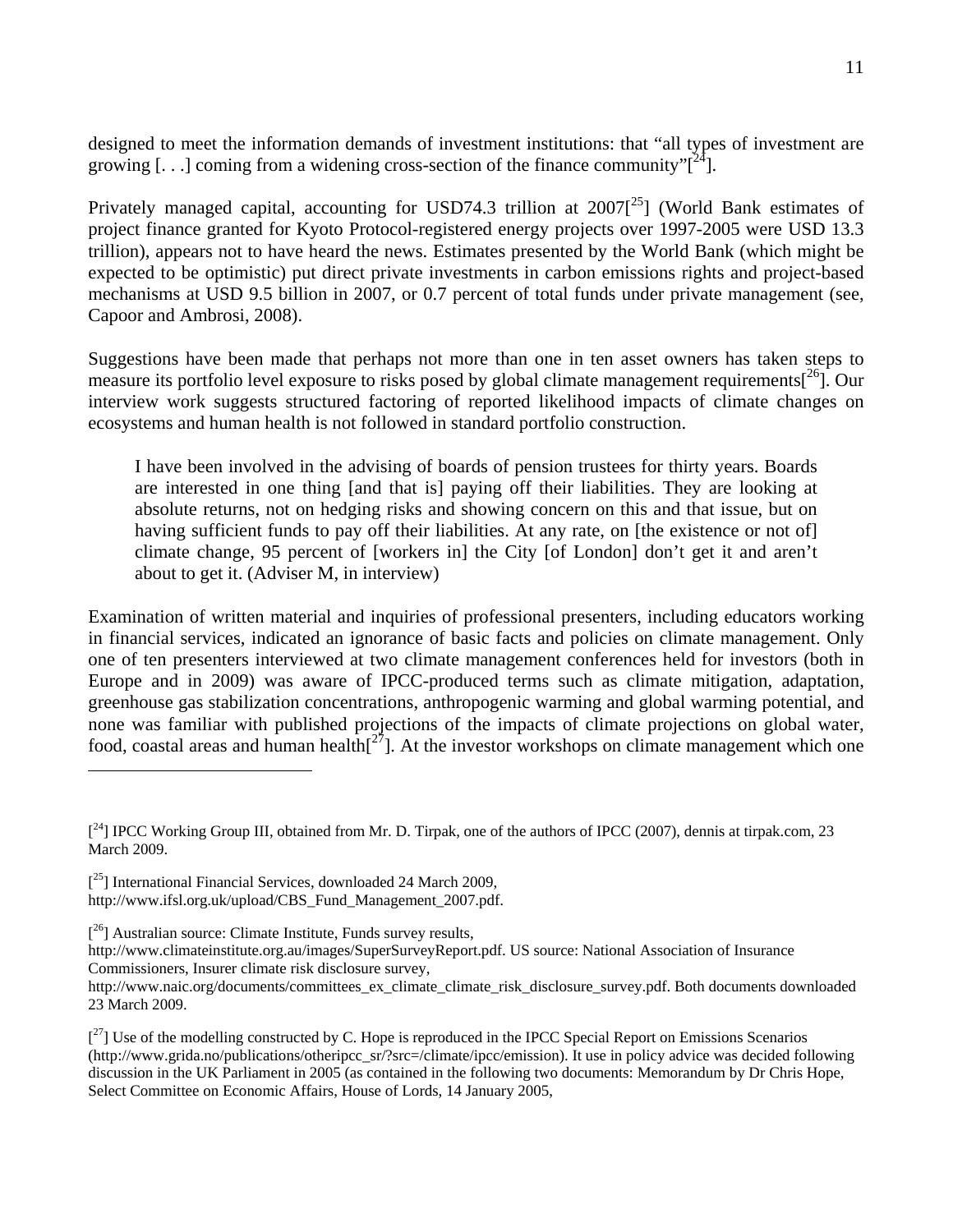designed to meet the information demands of investment institutions: that "all types of investment are growing [. . .] coming from a widening cross-section of the finance community"[[24]].

Privately managed capital, accounting for USD74.3 trillion at 2007[[25]] (World Bank estimates of project finance granted for Kyoto Protocol-registered energy projects over 1997-2005 were USD 13.3 trillion), appears not to have heard the news. Estimates presented by the World Bank (which might be expected to be optimistic) put direct private investments in carbon emissions rights and project-based mechanisms at USD 9.5 billion in 2007, or 0.7 percent of total funds under private management (see, Capoor and Ambrosi, 2008).

Suggestions have been made that perhaps not more than one in ten asset owners has taken steps to measure its portfolio level exposure to risks posed by global climate management requirements[[26]]. Our interview work suggests structured factoring of reported likelihood impacts of climate changes on ecosystems and human health is not followed in standard portfolio construction.

> I have been involved in the advising of boards of pension trustees for thirty years. Boards are interested in one thing [and that is] paying off their liabilities. They are looking at absolute returns, not on hedging risks and showing concern on this and that issue, but on having sufficient funds to pay off their liabilities. At any rate, on [the existence or not of] climate change, 95 percent of [workers in] the City [of London] don't get it and aren't about to get it. (Adviser M, in interview)

Examination of written material and inquiries of professional presenters, including educators working in financial services, indicated an ignorance of basic facts and policies on climate management. Only one of ten presenters interviewed at two climate management conferences held for investors (both in Europe and in 2009) was aware of IPCC-produced terms such as climate mitigation, adaptation, greenhouse gas stabilization concentrations, anthropogenic warming and global warming potential, and none was familiar with published projections of the impacts of climate projections on global water, food, coastal areas and human health[[27]]. At the investor workshops on climate management which one

---

[[24]] IPCC Working Group III, obtained from Mr. D. Tirpak, one of the authors of IPCC (2007), dennis at tirpak.com, 23 March 2009.

[[25]] International Financial Services, downloaded 24 March 2009, http://www.ifsl.org.uk/upload/CBS_Fund_Management_2007.pdf.

[[26]] Australian source: Climate Institute, Funds survey results, http://www.climateinstitute.org.au/images/SuperSurveyReport.pdf. US source: National Association of Insurance Commissioners, Insurer climate risk disclosure survey, http://www.naic.org/documents/committees_ex_climate_climate_risk_disclosure_survey.pdf. Both documents downloaded 23 March 2009.

[[27]] Use of the modelling constructed by C. Hope is reproduced in the IPCC Special Report on Emissions Scenarios (http://www.grida.no/publications/otheripcc_sr/?src=/climate/ipcc/emission). It use in policy advice was decided following discussion in the UK Parliament in 2005 (as contained in the following two documents: Memorandum by Dr Chris Hope, Select Committee on Economic Affairs, House of Lords, 14 January 2005,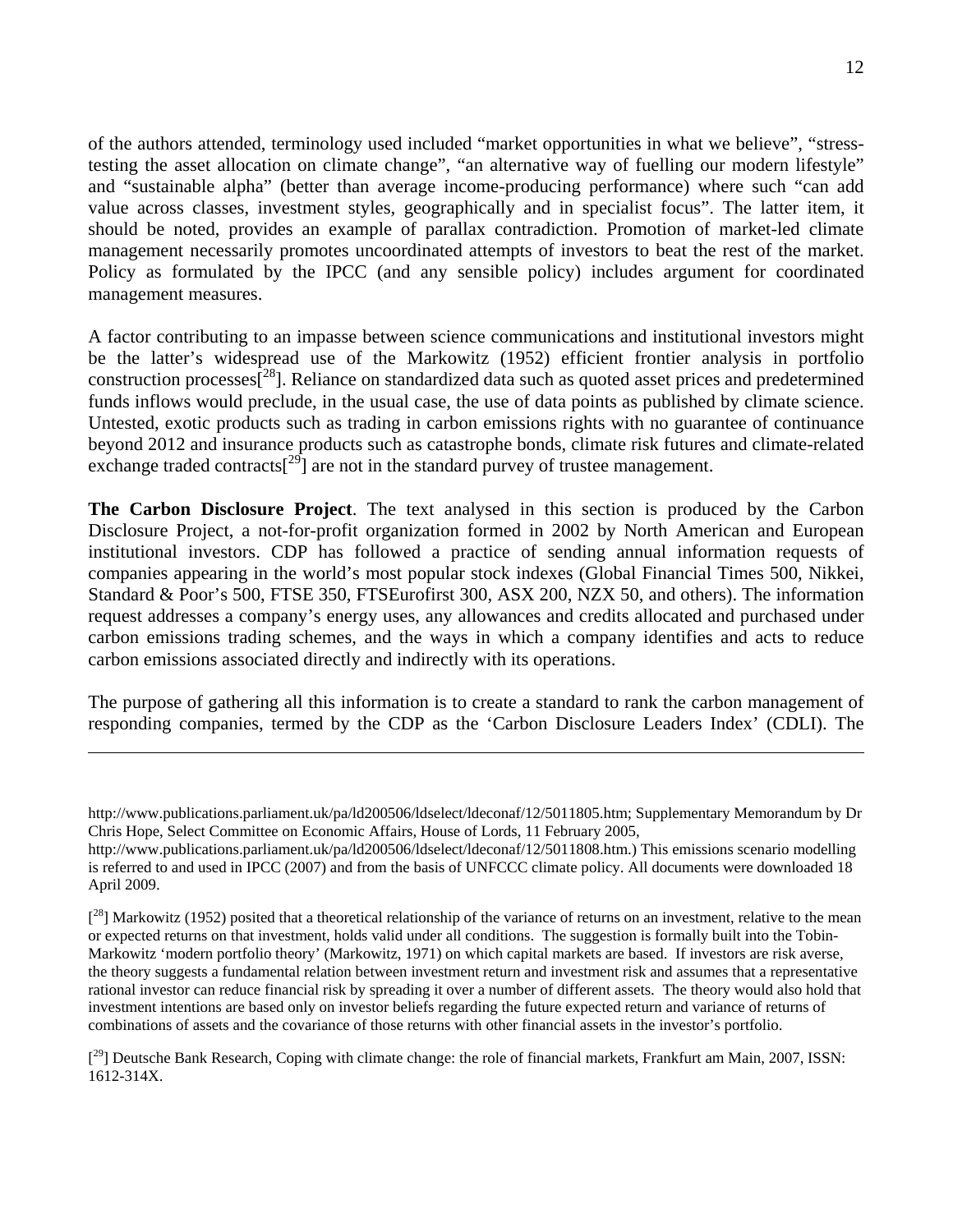of the authors attended, terminology used included "market opportunities in what we believe", "stress-testing the asset allocation on climate change", "an alternative way of fuelling our modern lifestyle" and "sustainable alpha" (better than average income-producing performance) where such "can add value across classes, investment styles, geographically and in specialist focus". The latter item, it should be noted, provides an example of parallax contradiction. Promotion of market-led climate management necessarily promotes uncoordinated attempts of investors to beat the rest of the market. Policy as formulated by the IPCC (and any sensible policy) includes argument for coordinated management measures.

A factor contributing to an impasse between science communications and institutional investors might be the latter's widespread use of the Markowitz (1952) efficient frontier analysis in portfolio construction processes[[28]]. Reliance on standardized data such as quoted asset prices and predetermined funds inflows would preclude, in the usual case, the use of data points as published by climate science. Untested, exotic products such as trading in carbon emissions rights with no guarantee of continuance beyond 2012 and insurance products such as catastrophe bonds, climate risk futures and climate-related exchange traded contracts[[29]] are not in the standard purvey of trustee management.

**The Carbon Disclosure Project**. The text analysed in this section is produced by the Carbon Disclosure Project, a not-for-profit organization formed in 2002 by North American and European institutional investors. CDP has followed a practice of sending annual information requests of companies appearing in the world's most popular stock indexes (Global Financial Times 500, Nikkei, Standard & Poor's 500, FTSE 350, FTSEurofirst 300, ASX 200, NZX 50, and others). The information request addresses a company's energy uses, any allowances and credits allocated and purchased under carbon emissions trading schemes, and the ways in which a company identifies and acts to reduce carbon emissions associated directly and indirectly with its operations.

The purpose of gathering all this information is to create a standard to rank the carbon management of responding companies, termed by the CDP as the 'Carbon Disclosure Leaders Index' (CDLI). The

---

http://www.publications.parliament.uk/pa/ld200506/ldselect/ldeconaf/12/5011805.htm; Supplementary Memorandum by Dr Chris Hope, Select Committee on Economic Affairs, House of Lords, 11 February 2005, http://www.publications.parliament.uk/pa/ld200506/ldselect/ldeconaf/12/5011808.htm.) This emissions scenario modelling is referred to and used in IPCC (2007) and from the basis of UNFCCC climate policy. All documents were downloaded 18 April 2009.

[[28]] Markowitz (1952) posited that a theoretical relationship of the variance of returns on an investment, relative to the mean or expected returns on that investment, holds valid under all conditions. The suggestion is formally built into the Tobin-Markowitz 'modern portfolio theory' (Markowitz, 1971) on which capital markets are based. If investors are risk averse, the theory suggests a fundamental relation between investment return and investment risk and assumes that a representative rational investor can reduce financial risk by spreading it over a number of different assets. The theory would also hold that investment intentions are based only on investor beliefs regarding the future expected return and variance of returns of combinations of assets and the covariance of those returns with other financial assets in the investor's portfolio.

[[29]] Deutsche Bank Research, Coping with climate change: the role of financial markets, Frankfurt am Main, 2007, ISSN: 1612-314X.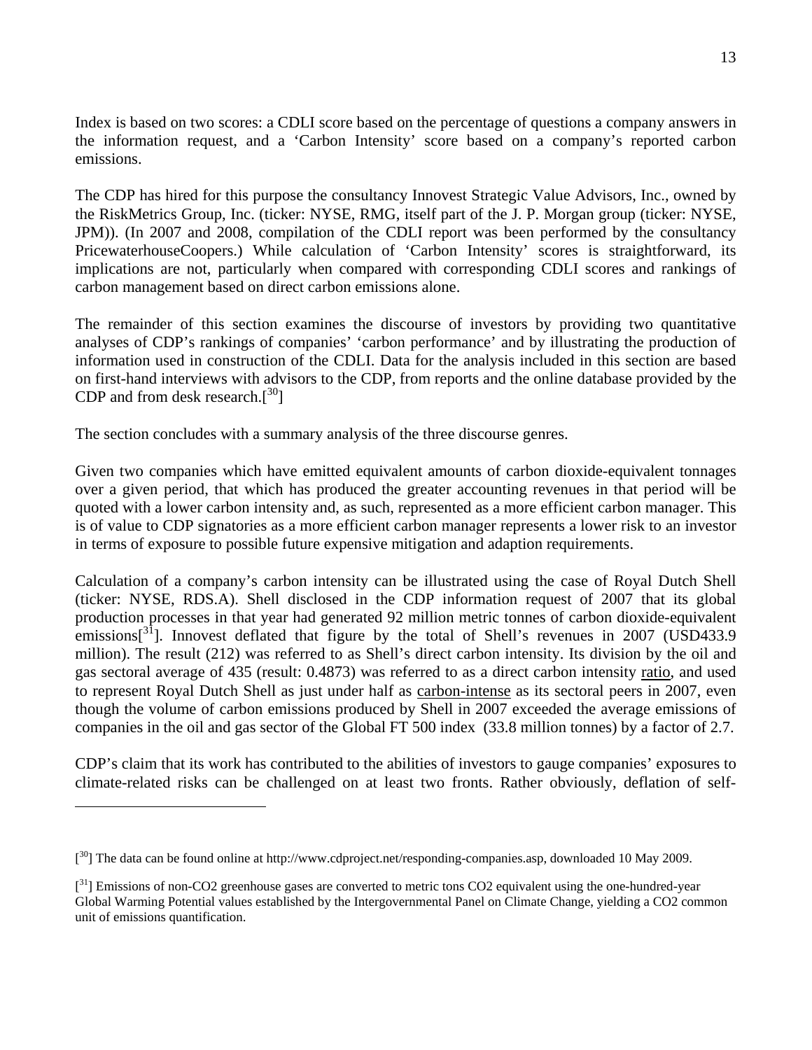Index is based on two scores: a CDLI score based on the percentage of questions a company answers in the information request, and a 'Carbon Intensity' score based on a company's reported carbon emissions.

The CDP has hired for this purpose the consultancy Innovest Strategic Value Advisors, Inc., owned by the RiskMetrics Group, Inc. (ticker: NYSE, RMG, itself part of the J. P. Morgan group (ticker: NYSE, JPM)). (In 2007 and 2008, compilation of the CDLI report was been performed by the consultancy PricewaterhouseCoopers.) While calculation of 'Carbon Intensity' scores is straightforward, its implications are not, particularly when compared with corresponding CDLI scores and rankings of carbon management based on direct carbon emissions alone.

The remainder of this section examines the discourse of investors by providing two quantitative analyses of CDP's rankings of companies' 'carbon performance' and by illustrating the production of information used in construction of the CDLI. Data for the analysis included in this section are based on first-hand interviews with advisors to the CDP, from reports and the online database provided by the CDP and from desk research.[30]

The section concludes with a summary analysis of the three discourse genres.

Given two companies which have emitted equivalent amounts of carbon dioxide-equivalent tonnages over a given period, that which has produced the greater accounting revenues in that period will be quoted with a lower carbon intensity and, as such, represented as a more efficient carbon manager. This is of value to CDP signatories as a more efficient carbon manager represents a lower risk to an investor in terms of exposure to possible future expensive mitigation and adaption requirements.

Calculation of a company's carbon intensity can be illustrated using the case of Royal Dutch Shell (ticker: NYSE, RDS.A). Shell disclosed in the CDP information request of 2007 that its global production processes in that year had generated 92 million metric tonnes of carbon dioxide-equivalent emissions[31]. Innovest deflated that figure by the total of Shell's revenues in 2007 (USD433.9 million). The result (212) was referred to as Shell's direct carbon intensity. Its division by the oil and gas sectoral average of 435 (result: 0.4873) was referred to as a direct carbon intensity <u>ratio</u>, and used to represent Royal Dutch Shell as just under half as <u>carbon-intense</u> as its sectoral peers in 2007, even though the volume of carbon emissions produced by Shell in 2007 exceeded the average emissions of companies in the oil and gas sector of the Global FT 500 index (33.8 million tonnes) by a factor of 2.7.

CDP's claim that its work has contributed to the abilities of investors to gauge companies' exposures to climate-related risks can be challenged on at least two fronts. Rather obviously, deflation of self-

---

[30] The data can be found online at http://www.cdproject.net/responding-companies.asp, downloaded 10 May 2009.

[31] Emissions of non-CO2 greenhouse gases are converted to metric tons CO2 equivalent using the one-hundred-year Global Warming Potential values established by the Intergovernmental Panel on Climate Change, yielding a CO2 common unit of emissions quantification.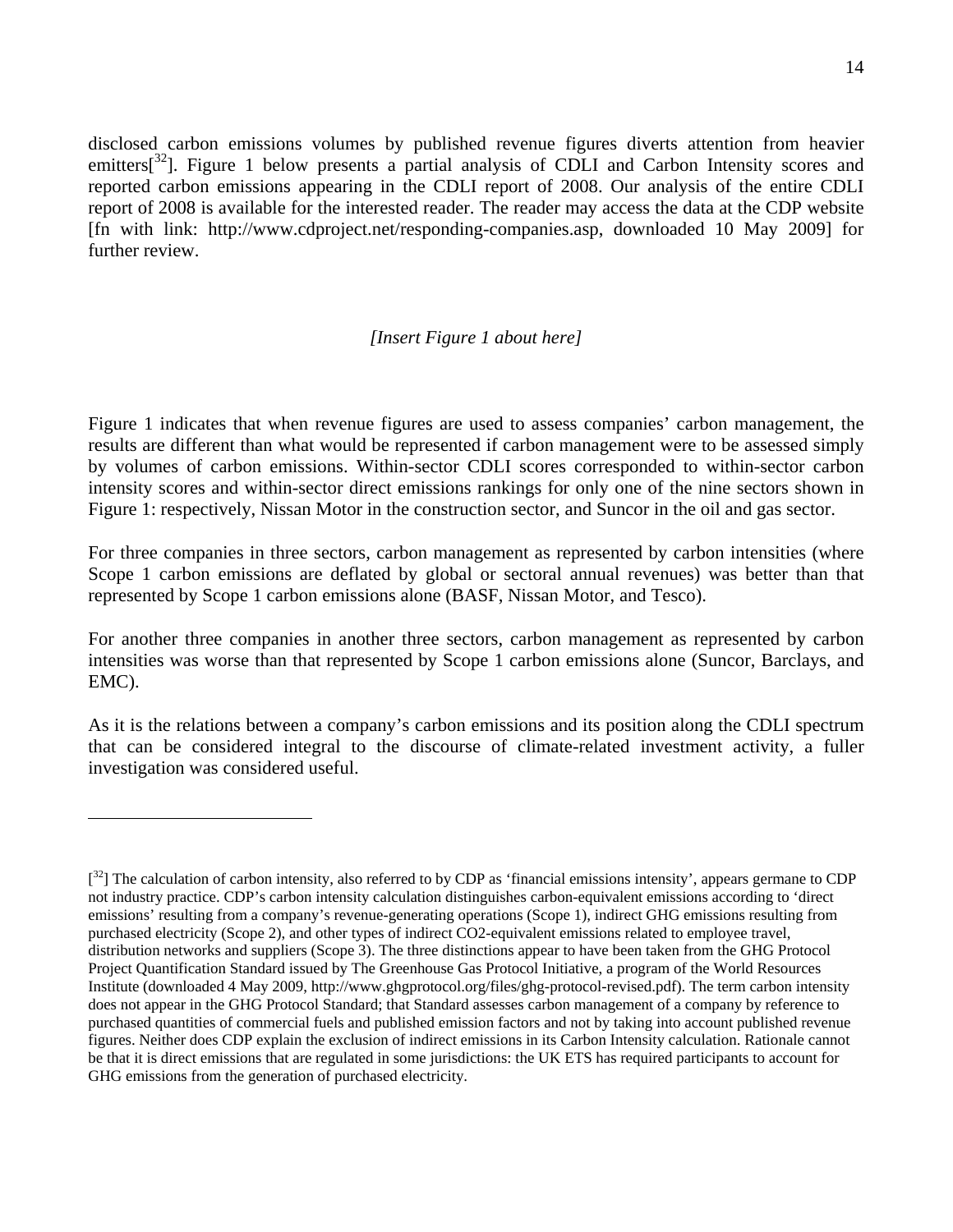disclosed carbon emissions volumes by published revenue figures diverts attention from heavier emitters[32]. Figure 1 below presents a partial analysis of CDLI and Carbon Intensity scores and reported carbon emissions appearing in the CDLI report of 2008. Our analysis of the entire CDLI report of 2008 is available for the interested reader. The reader may access the data at the CDP website [fn with link: http://www.cdproject.net/responding-companies.asp, downloaded 10 May 2009] for further review.

*[Insert Figure 1 about here]*

Figure 1 indicates that when revenue figures are used to assess companies' carbon management, the results are different than what would be represented if carbon management were to be assessed simply by volumes of carbon emissions. Within-sector CDLI scores corresponded to within-sector carbon intensity scores and within-sector direct emissions rankings for only one of the nine sectors shown in Figure 1: respectively, Nissan Motor in the construction sector, and Suncor in the oil and gas sector.

For three companies in three sectors, carbon management as represented by carbon intensities (where Scope 1 carbon emissions are deflated by global or sectoral annual revenues) was better than that represented by Scope 1 carbon emissions alone (BASF, Nissan Motor, and Tesco).

For another three companies in another three sectors, carbon management as represented by carbon intensities was worse than that represented by Scope 1 carbon emissions alone (Suncor, Barclays, and EMC).

As it is the relations between a company's carbon emissions and its position along the CDLI spectrum that can be considered integral to the discourse of climate-related investment activity, a fuller investigation was considered useful.

---

[32] The calculation of carbon intensity, also referred to by CDP as 'financial emissions intensity', appears germane to CDP not industry practice. CDP's carbon intensity calculation distinguishes carbon-equivalent emissions according to 'direct emissions' resulting from a company's revenue-generating operations (Scope 1), indirect GHG emissions resulting from purchased electricity (Scope 2), and other types of indirect CO2-equivalent emissions related to employee travel, distribution networks and suppliers (Scope 3). The three distinctions appear to have been taken from the GHG Protocol Project Quantification Standard issued by The Greenhouse Gas Protocol Initiative, a program of the World Resources Institute (downloaded 4 May 2009, http://www.ghgprotocol.org/files/ghg-protocol-revised.pdf). The term carbon intensity does not appear in the GHG Protocol Standard; that Standard assesses carbon management of a company by reference to purchased quantities of commercial fuels and published emission factors and not by taking into account published revenue figures. Neither does CDP explain the exclusion of indirect emissions in its Carbon Intensity calculation. Rationale cannot be that it is direct emissions that are regulated in some jurisdictions: the UK ETS has required participants to account for GHG emissions from the generation of purchased electricity.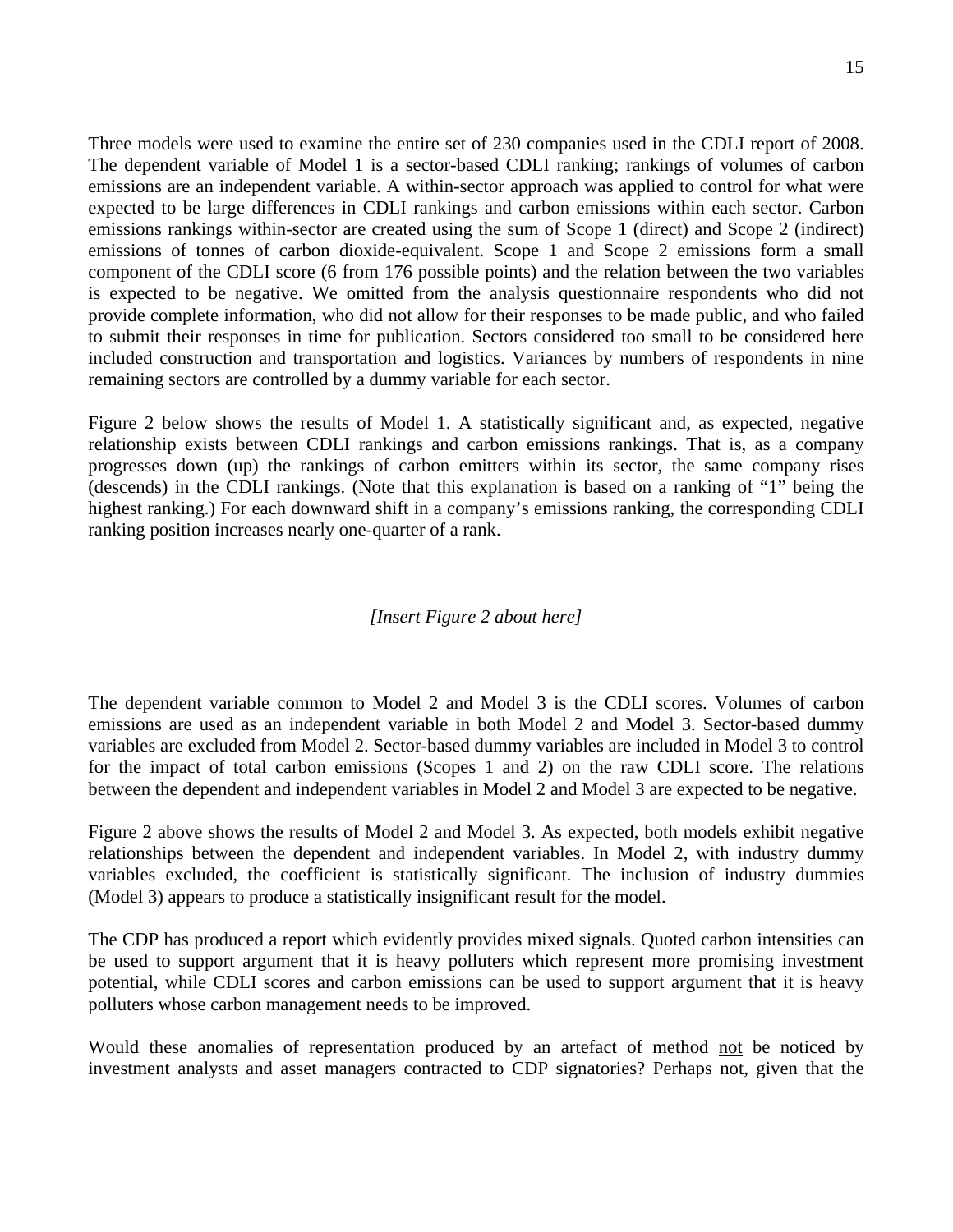Three models were used to examine the entire set of 230 companies used in the CDLI report of 2008. The dependent variable of Model 1 is a sector-based CDLI ranking; rankings of volumes of carbon emissions are an independent variable. A within-sector approach was applied to control for what were expected to be large differences in CDLI rankings and carbon emissions within each sector. Carbon emissions rankings within-sector are created using the sum of Scope 1 (direct) and Scope 2 (indirect) emissions of tonnes of carbon dioxide-equivalent. Scope 1 and Scope 2 emissions form a small component of the CDLI score (6 from 176 possible points) and the relation between the two variables is expected to be negative. We omitted from the analysis questionnaire respondents who did not provide complete information, who did not allow for their responses to be made public, and who failed to submit their responses in time for publication. Sectors considered too small to be considered here included construction and transportation and logistics. Variances by numbers of respondents in nine remaining sectors are controlled by a dummy variable for each sector.

Figure 2 below shows the results of Model 1. A statistically significant and, as expected, negative relationship exists between CDLI rankings and carbon emissions rankings. That is, as a company progresses down (up) the rankings of carbon emitters within its sector, the same company rises (descends) in the CDLI rankings. (Note that this explanation is based on a ranking of "1" being the highest ranking.) For each downward shift in a company's emissions ranking, the corresponding CDLI ranking position increases nearly one-quarter of a rank.

*[Insert Figure 2 about here]*

The dependent variable common to Model 2 and Model 3 is the CDLI scores. Volumes of carbon emissions are used as an independent variable in both Model 2 and Model 3. Sector-based dummy variables are excluded from Model 2. Sector-based dummy variables are included in Model 3 to control for the impact of total carbon emissions (Scopes 1 and 2) on the raw CDLI score. The relations between the dependent and independent variables in Model 2 and Model 3 are expected to be negative.

Figure 2 above shows the results of Model 2 and Model 3. As expected, both models exhibit negative relationships between the dependent and independent variables. In Model 2, with industry dummy variables excluded, the coefficient is statistically significant. The inclusion of industry dummies (Model 3) appears to produce a statistically insignificant result for the model.

The CDP has produced a report which evidently provides mixed signals. Quoted carbon intensities can be used to support argument that it is heavy polluters which represent more promising investment potential, while CDLI scores and carbon emissions can be used to support argument that it is heavy polluters whose carbon management needs to be improved.

Would these anomalies of representation produced by an artefact of method <u>not</u> be noticed by investment analysts and asset managers contracted to CDP signatories? Perhaps not, given that the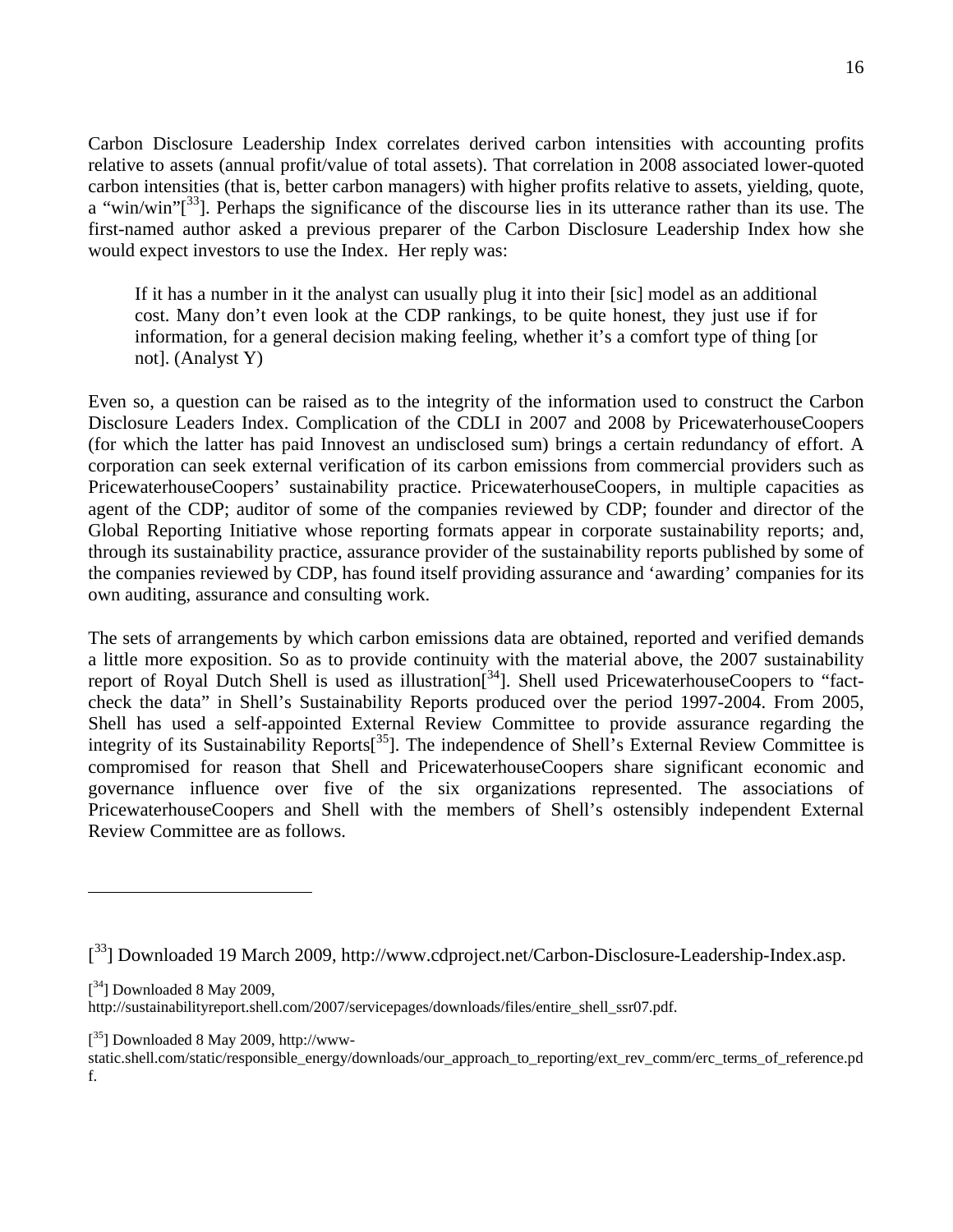Carbon Disclosure Leadership Index correlates derived carbon intensities with accounting profits relative to assets (annual profit/value of total assets). That correlation in 2008 associated lower-quoted carbon intensities (that is, better carbon managers) with higher profits relative to assets, yielding, quote, a "win/win"[33]. Perhaps the significance of the discourse lies in its utterance rather than its use. The first-named author asked a previous preparer of the Carbon Disclosure Leadership Index how she would expect investors to use the Index. Her reply was:

> If it has a number in it the analyst can usually plug it into their [sic] model as an additional cost. Many don't even look at the CDP rankings, to be quite honest, they just use if for information, for a general decision making feeling, whether it's a comfort type of thing [or not]. (Analyst Y)

Even so, a question can be raised as to the integrity of the information used to construct the Carbon Disclosure Leaders Index. Complication of the CDLI in 2007 and 2008 by PricewaterhouseCoopers (for which the latter has paid Innovest an undisclosed sum) brings a certain redundancy of effort. A corporation can seek external verification of its carbon emissions from commercial providers such as PricewaterhouseCoopers' sustainability practice. PricewaterhouseCoopers, in multiple capacities as agent of the CDP; auditor of some of the companies reviewed by CDP; founder and director of the Global Reporting Initiative whose reporting formats appear in corporate sustainability reports; and, through its sustainability practice, assurance provider of the sustainability reports published by some of the companies reviewed by CDP, has found itself providing assurance and 'awarding' companies for its own auditing, assurance and consulting work.

The sets of arrangements by which carbon emissions data are obtained, reported and verified demands a little more exposition. So as to provide continuity with the material above, the 2007 sustainability report of Royal Dutch Shell is used as illustration[34]. Shell used PricewaterhouseCoopers to "fact-check the data" in Shell's Sustainability Reports produced over the period 1997-2004. From 2005, Shell has used a self-appointed External Review Committee to provide assurance regarding the integrity of its Sustainability Reports[35]. The independence of Shell's External Review Committee is compromised for reason that Shell and PricewaterhouseCoopers share significant economic and governance influence over five of the six organizations represented. The associations of PricewaterhouseCoopers and Shell with the members of Shell's ostensibly independent External Review Committee are as follows.

---

[33] Downloaded 19 March 2009, http://www.cdproject.net/Carbon-Disclosure-Leadership-Index.asp.

[34] Downloaded 8 May 2009, http://sustainabilityreport.shell.com/2007/servicepages/downloads/files/entire_shell_ssr07.pdf.

[35] Downloaded 8 May 2009, http://www-static.shell.com/static/responsible_energy/downloads/our_approach_to_reporting/ext_rev_comm/erc_terms_of_reference.pdf.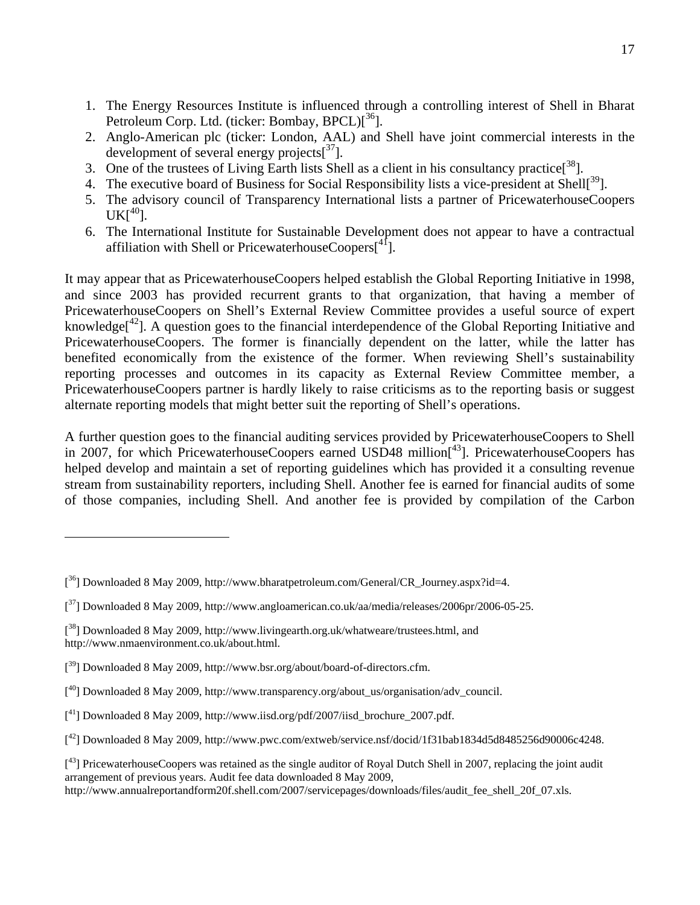1. The Energy Resources Institute is influenced through a controlling interest of Shell in Bharat Petroleum Corp. Ltd. (ticker: Bombay, BPCL)[[36]].
2. Anglo-American plc (ticker: London, AAL) and Shell have joint commercial interests in the development of several energy projects[[37]].
3. One of the trustees of Living Earth lists Shell as a client in his consultancy practice[[38]].
4. The executive board of Business for Social Responsibility lists a vice-president at Shell[[39]].
5. The advisory council of Transparency International lists a partner of PricewaterhouseCoopers UK[[40]].
6. The International Institute for Sustainable Development does not appear to have a contractual affiliation with Shell or PricewaterhouseCoopers[[41]].

It may appear that as PricewaterhouseCoopers helped establish the Global Reporting Initiative in 1998, and since 2003 has provided recurrent grants to that organization, that having a member of PricewaterhouseCoopers on Shell's External Review Committee provides a useful source of expert knowledge[[42]]. A question goes to the financial interdependence of the Global Reporting Initiative and PricewaterhouseCoopers. The former is financially dependent on the latter, while the latter has benefited economically from the existence of the former. When reviewing Shell's sustainability reporting processes and outcomes in its capacity as External Review Committee member, a PricewaterhouseCoopers partner is hardly likely to raise criticisms as to the reporting basis or suggest alternate reporting models that might better suit the reporting of Shell's operations.

A further question goes to the financial auditing services provided by PricewaterhouseCoopers to Shell in 2007, for which PricewaterhouseCoopers earned USD48 million[[43]]. PricewaterhouseCoopers has helped develop and maintain a set of reporting guidelines which has provided it a consulting revenue stream from sustainability reporters, including Shell. Another fee is earned for financial audits of some of those companies, including Shell. And another fee is provided by compilation of the Carbon

---

[[36]] Downloaded 8 May 2009, http://www.bharatpetroleum.com/General/CR_Journey.aspx?id=4.

[[37]] Downloaded 8 May 2009, http://www.angloamerican.co.uk/aa/media/releases/2006pr/2006-05-25.

[[38]] Downloaded 8 May 2009, http://www.livingearth.org.uk/whatweare/trustees.html, and http://www.nmaenvironment.co.uk/about.html.

[[39]] Downloaded 8 May 2009, http://www.bsr.org/about/board-of-directors.cfm.

[[40]] Downloaded 8 May 2009, http://www.transparency.org/about_us/organisation/adv_council.

[[41]] Downloaded 8 May 2009, http://www.iisd.org/pdf/2007/iisd_brochure_2007.pdf.

[[42]] Downloaded 8 May 2009, http://www.pwc.com/extweb/service.nsf/docid/1f31bab1834d5d8485256d90006c4248.

[[43]] PricewaterhouseCoopers was retained as the single auditor of Royal Dutch Shell in 2007, replacing the joint audit arrangement of previous years. Audit fee data downloaded 8 May 2009, http://www.annualreportandform20f.shell.com/2007/servicepages/downloads/files/audit_fee_shell_20f_07.xls.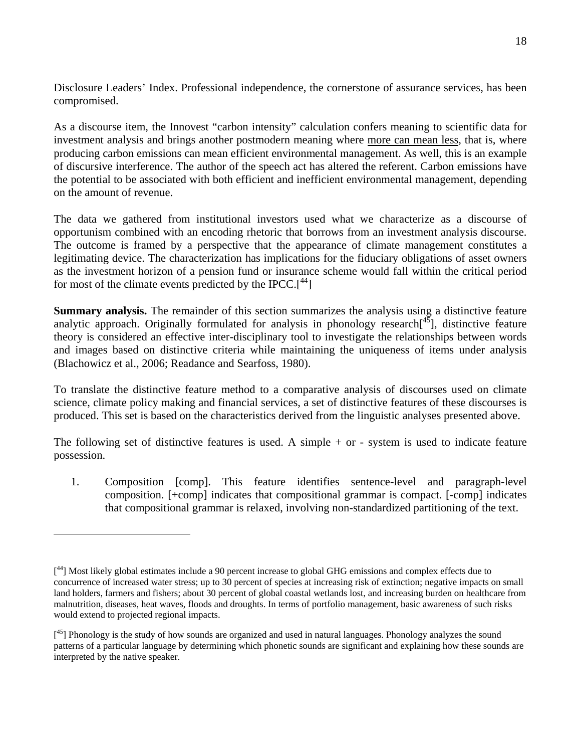Disclosure Leaders' Index. Professional independence, the cornerstone of assurance services, has been compromised.

As a discourse item, the Innovest "carbon intensity" calculation confers meaning to scientific data for investment analysis and brings another postmodern meaning where <u>more can mean less</u>, that is, where producing carbon emissions can mean efficient environmental management. As well, this is an example of discursive interference. The author of the speech act has altered the referent. Carbon emissions have the potential to be associated with both efficient and inefficient environmental management, depending on the amount of revenue.

The data we gathered from institutional investors used what we characterize as a discourse of opportunism combined with an encoding rhetoric that borrows from an investment analysis discourse. The outcome is framed by a perspective that the appearance of climate management constitutes a legitimating device. The characterization has implications for the fiduciary obligations of asset owners as the investment horizon of a pension fund or insurance scheme would fall within the critical period for most of the climate events predicted by the IPCC.[44]

**Summary analysis.** The remainder of this section summarizes the analysis using a distinctive feature analytic approach. Originally formulated for analysis in phonology research[45], distinctive feature theory is considered an effective inter-disciplinary tool to investigate the relationships between words and images based on distinctive criteria while maintaining the uniqueness of items under analysis (Blachowicz et al., 2006; Readance and Searfoss, 1980).

To translate the distinctive feature method to a comparative analysis of discourses used on climate science, climate policy making and financial services, a set of distinctive features of these discourses is produced. This set is based on the characteristics derived from the linguistic analyses presented above.

The following set of distinctive features is used. A simple + or - system is used to indicate feature possession.

1. Composition [comp]. This feature identifies sentence-level and paragraph-level composition. [+comp] indicates that compositional grammar is compact. [-comp] indicates that compositional grammar is relaxed, involving non-standardized partitioning of the text.

---

[44] Most likely global estimates include a 90 percent increase to global GHG emissions and complex effects due to concurrence of increased water stress; up to 30 percent of species at increasing risk of extinction; negative impacts on small land holders, farmers and fishers; about 30 percent of global coastal wetlands lost, and increasing burden on healthcare from malnutrition, diseases, heat waves, floods and droughts. In terms of portfolio management, basic awareness of such risks would extend to projected regional impacts.

[45] Phonology is the study of how sounds are organized and used in natural languages. Phonology analyzes the sound patterns of a particular language by determining which phonetic sounds are significant and explaining how these sounds are interpreted by the native speaker.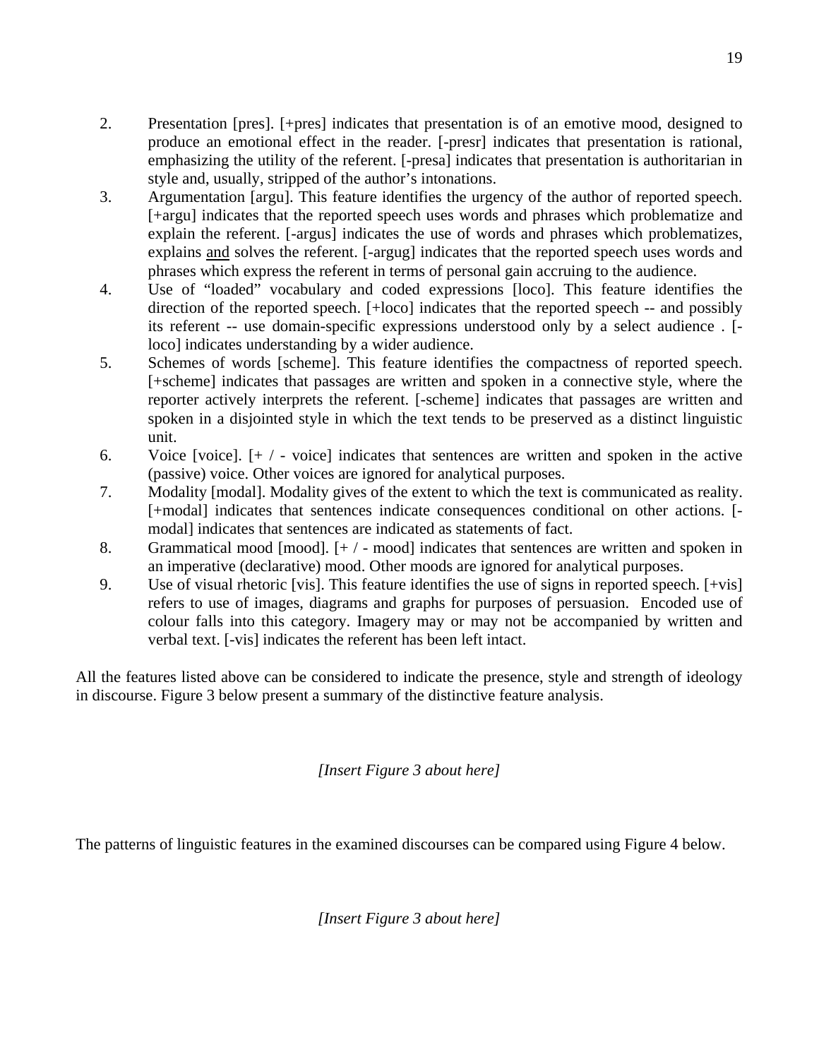2. Presentation [pres]. [+pres] indicates that presentation is of an emotive mood, designed to produce an emotional effect in the reader. [-presr] indicates that presentation is rational, emphasizing the utility of the referent. [-presa] indicates that presentation is authoritarian in style and, usually, stripped of the author's intonations.
3. Argumentation [argu]. This feature identifies the urgency of the author of reported speech. [+argu] indicates that the reported speech uses words and phrases which problematize and explain the referent. [-argus] indicates the use of words and phrases which problematizes, explains <u>and</u> solves the referent. [-argug] indicates that the reported speech uses words and phrases which express the referent in terms of personal gain accruing to the audience.
4. Use of "loaded" vocabulary and coded expressions [loco]. This feature identifies the direction of the reported speech. [+loco] indicates that the reported speech -- and possibly its referent -- use domain-specific expressions understood only by a select audience . [-loco] indicates understanding by a wider audience.
5. Schemes of words [scheme]. This feature identifies the compactness of reported speech. [+scheme] indicates that passages are written and spoken in a connective style, where the reporter actively interprets the referent. [-scheme] indicates that passages are written and spoken in a disjointed style in which the text tends to be preserved as a distinct linguistic unit.
6. Voice [voice]. [+ / - voice] indicates that sentences are written and spoken in the active (passive) voice. Other voices are ignored for analytical purposes.
7. Modality [modal]. Modality gives of the extent to which the text is communicated as reality. [+modal] indicates that sentences indicate consequences conditional on other actions. [-modal] indicates that sentences are indicated as statements of fact.
8. Grammatical mood [mood]. [+ / - mood] indicates that sentences are written and spoken in an imperative (declarative) mood. Other moods are ignored for analytical purposes.
9. Use of visual rhetoric [vis]. This feature identifies the use of signs in reported speech. [+vis] refers to use of images, diagrams and graphs for purposes of persuasion. Encoded use of colour falls into this category. Imagery may or may not be accompanied by written and verbal text. [-vis] indicates the referent has been left intact.

All the features listed above can be considered to indicate the presence, style and strength of ideology in discourse. Figure 3 below present a summary of the distinctive feature analysis.

*[Insert Figure 3 about here]*

The patterns of linguistic features in the examined discourses can be compared using Figure 4 below.

*[Insert Figure 3 about here]*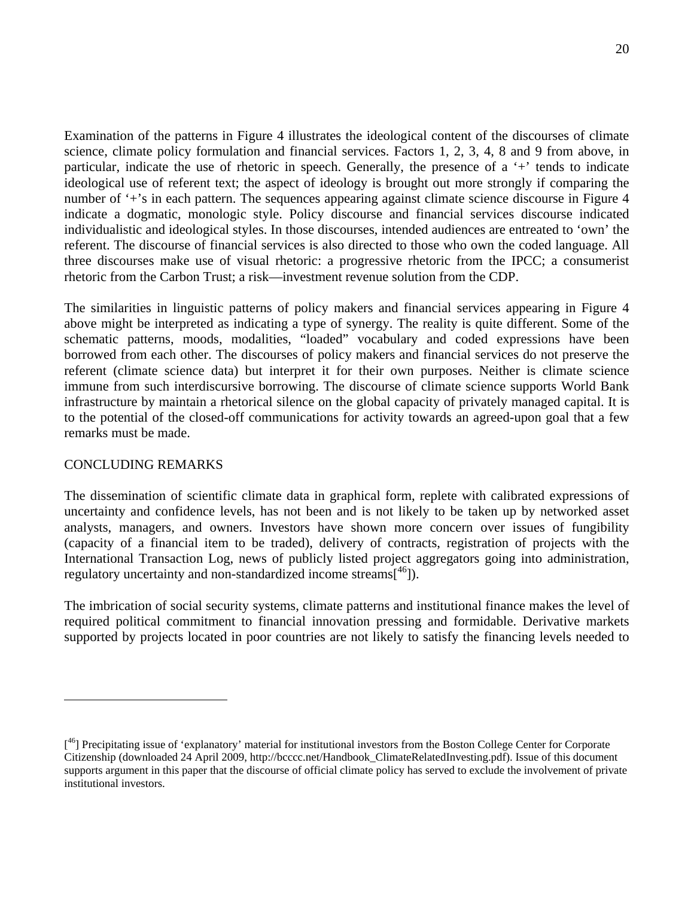Examination of the patterns in Figure 4 illustrates the ideological content of the discourses of climate science, climate policy formulation and financial services. Factors 1, 2, 3, 4, 8 and 9 from above, in particular, indicate the use of rhetoric in speech. Generally, the presence of a '+' tends to indicate ideological use of referent text; the aspect of ideology is brought out more strongly if comparing the number of '+'s in each pattern. The sequences appearing against climate science discourse in Figure 4 indicate a dogmatic, monologic style. Policy discourse and financial services discourse indicated individualistic and ideological styles. In those discourses, intended audiences are entreated to 'own' the referent. The discourse of financial services is also directed to those who own the coded language. All three discourses make use of visual rhetoric: a progressive rhetoric from the IPCC; a consumerist rhetoric from the Carbon Trust; a risk—investment revenue solution from the CDP.

The similarities in linguistic patterns of policy makers and financial services appearing in Figure 4 above might be interpreted as indicating a type of synergy. The reality is quite different. Some of the schematic patterns, moods, modalities, "loaded" vocabulary and coded expressions have been borrowed from each other. The discourses of policy makers and financial services do not preserve the referent (climate science data) but interpret it for their own purposes. Neither is climate science immune from such interdiscursive borrowing. The discourse of climate science supports World Bank infrastructure by maintain a rhetorical silence on the global capacity of privately managed capital. It is to the potential of the closed-off communications for activity towards an agreed-upon goal that a few remarks must be made.

## CONCLUDING REMARKS

The dissemination of scientific climate data in graphical form, replete with calibrated expressions of uncertainty and confidence levels, has not been and is not likely to be taken up by networked asset analysts, managers, and owners. Investors have shown more concern over issues of fungibility (capacity of a financial item to be traded), delivery of contracts, registration of projects with the International Transaction Log, news of publicly listed project aggregators going into administration, regulatory uncertainty and non-standardized income streams[[46]]).

The imbrication of social security systems, climate patterns and institutional finance makes the level of required political commitment to financial innovation pressing and formidable. Derivative markets supported by projects located in poor countries are not likely to satisfy the financing levels needed to

---

[[46]] Precipitating issue of 'explanatory' material for institutional investors from the Boston College Center for Corporate Citizenship (downloaded 24 April 2009, http://bcccc.net/Handbook_ClimateRelatedInvesting.pdf). Issue of this document supports argument in this paper that the discourse of official climate policy has served to exclude the involvement of private institutional investors.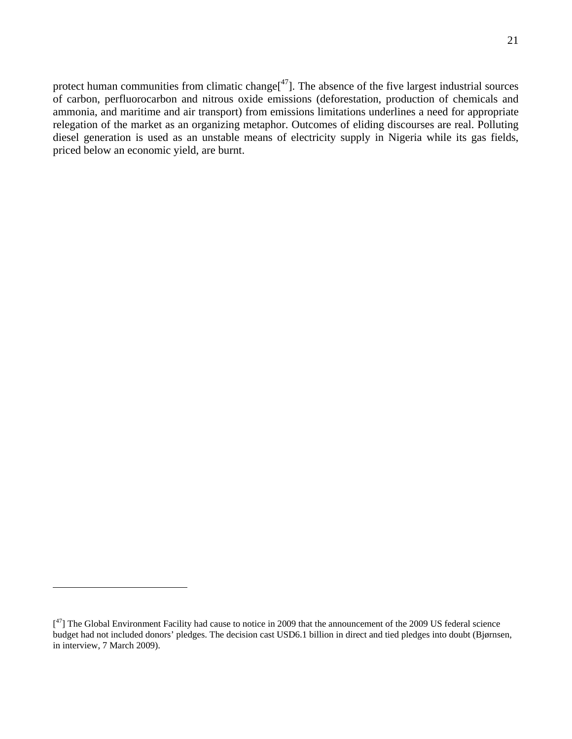protect human communities from climatic change[47]. The absence of the five largest industrial sources of carbon, perfluorocarbon and nitrous oxide emissions (deforestation, production of chemicals and ammonia, and maritime and air transport) from emissions limitations underlines a need for appropriate relegation of the market as an organizing metaphor. Outcomes of eliding discourses are real. Polluting diesel generation is used as an unstable means of electricity supply in Nigeria while its gas fields, priced below an economic yield, are burnt.

---

[47] The Global Environment Facility had cause to notice in 2009 that the announcement of the 2009 US federal science budget had not included donors' pledges. The decision cast USD6.1 billion in direct and tied pledges into doubt (Bjørnsen, in interview, 7 March 2009).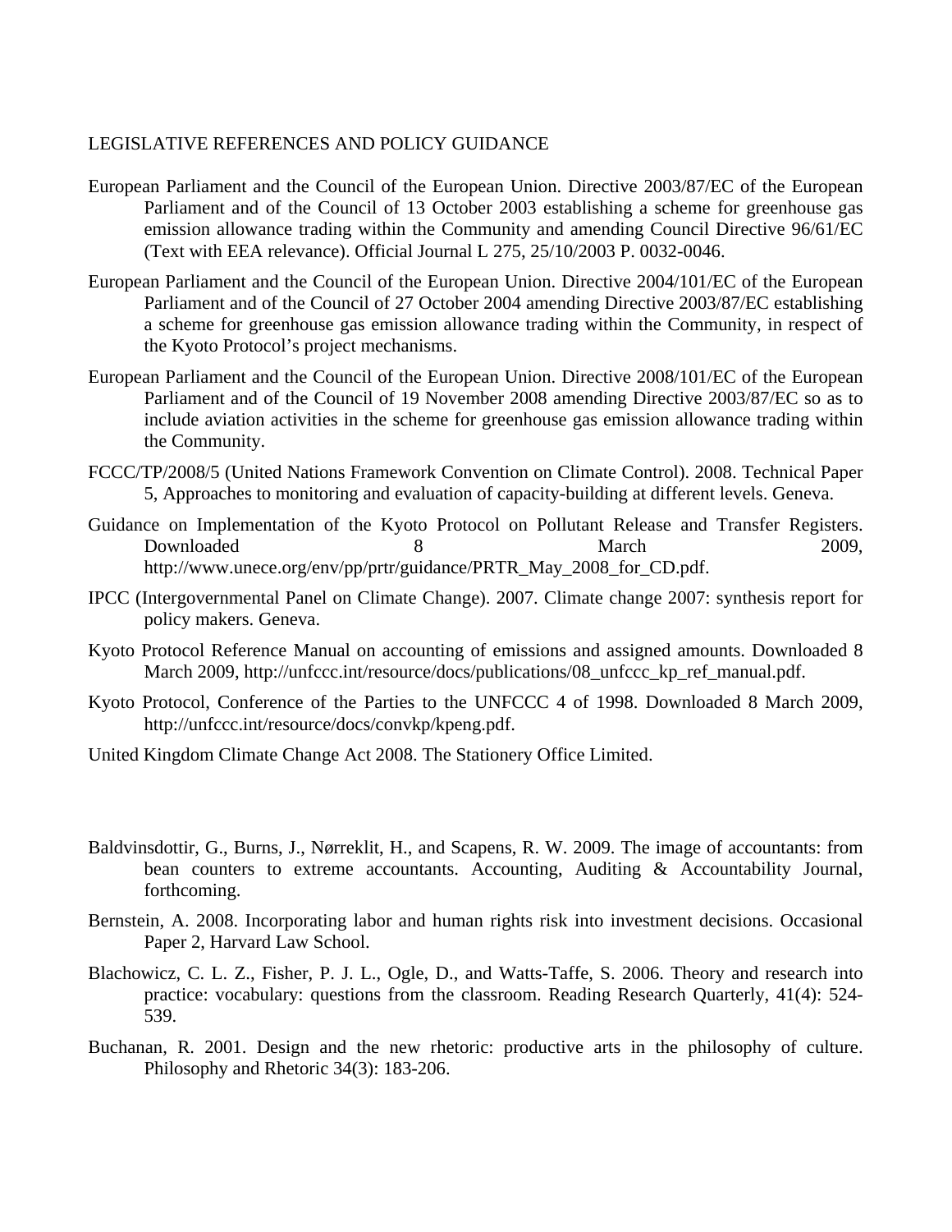## LEGISLATIVE REFERENCES AND POLICY GUIDANCE

European Parliament and the Council of the European Union. Directive 2003/87/EC of the European Parliament and of the Council of 13 October 2003 establishing a scheme for greenhouse gas emission allowance trading within the Community and amending Council Directive 96/61/EC (Text with EEA relevance). Official Journal L 275, 25/10/2003 P. 0032-0046.

European Parliament and the Council of the European Union. Directive 2004/101/EC of the European Parliament and of the Council of 27 October 2004 amending Directive 2003/87/EC establishing a scheme for greenhouse gas emission allowance trading within the Community, in respect of the Kyoto Protocol's project mechanisms.

European Parliament and the Council of the European Union. Directive 2008/101/EC of the European Parliament and of the Council of 19 November 2008 amending Directive 2003/87/EC so as to include aviation activities in the scheme for greenhouse gas emission allowance trading within the Community.

FCCC/TP/2008/5 (United Nations Framework Convention on Climate Control). 2008. Technical Paper 5, Approaches to monitoring and evaluation of capacity-building at different levels. Geneva.

Guidance on Implementation of the Kyoto Protocol on Pollutant Release and Transfer Registers. Downloaded 8 March 2009, http://www.unece.org/env/pp/prtr/guidance/PRTR_May_2008_for_CD.pdf.

IPCC (Intergovernmental Panel on Climate Change). 2007. Climate change 2007: synthesis report for policy makers. Geneva.

Kyoto Protocol Reference Manual on accounting of emissions and assigned amounts. Downloaded 8 March 2009, http://unfccc.int/resource/docs/publications/08_unfccc_kp_ref_manual.pdf.

Kyoto Protocol, Conference of the Parties to the UNFCCC 4 of 1998. Downloaded 8 March 2009, http://unfccc.int/resource/docs/convkp/kpeng.pdf.

United Kingdom Climate Change Act 2008. The Stationery Office Limited.

Baldvinsdottir, G., Burns, J., Nørreklit, H., and Scapens, R. W. 2009. The image of accountants: from bean counters to extreme accountants. Accounting, Auditing & Accountability Journal, forthcoming.

Bernstein, A. 2008. Incorporating labor and human rights risk into investment decisions. Occasional Paper 2, Harvard Law School.

Blachowicz, C. L. Z., Fisher, P. J. L., Ogle, D., and Watts-Taffe, S. 2006. Theory and research into practice: vocabulary: questions from the classroom. Reading Research Quarterly, 41(4): 524-539.

Buchanan, R. 2001. Design and the new rhetoric: productive arts in the philosophy of culture. Philosophy and Rhetoric 34(3): 183-206.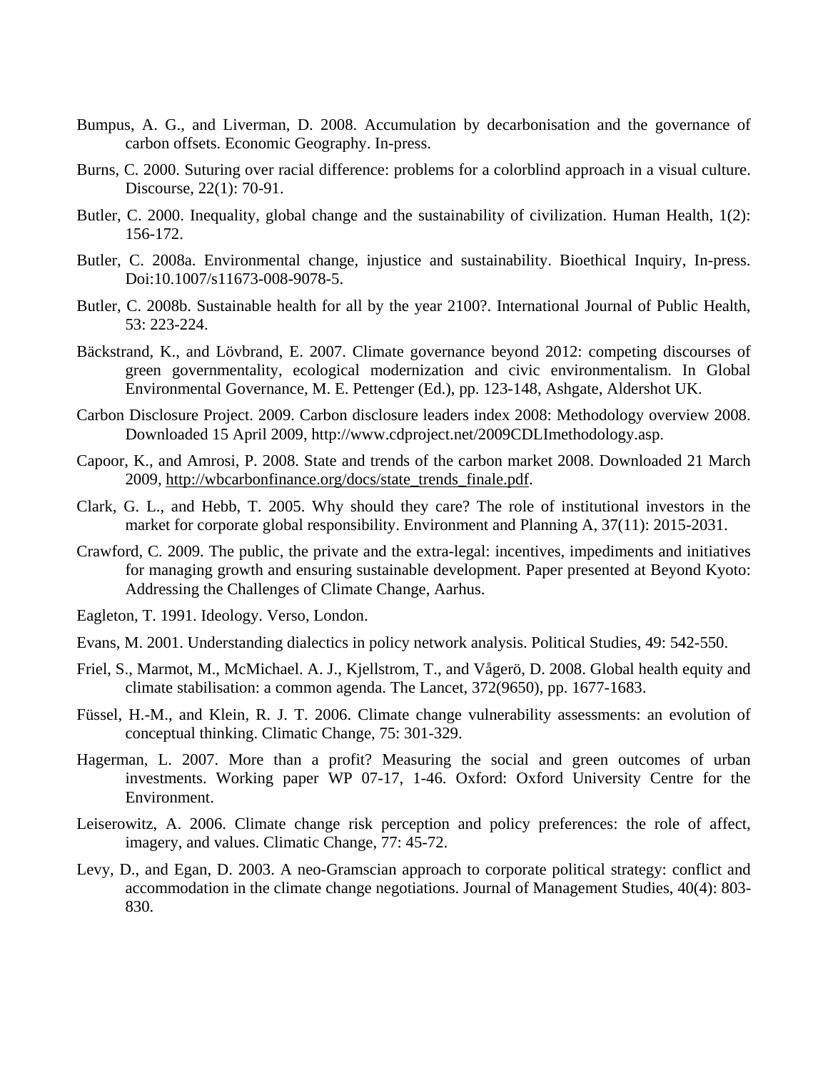Bumpus, A. G., and Liverman, D. 2008. Accumulation by decarbonisation and the governance of carbon offsets. Economic Geography. In-press.

Burns, C. 2000. Suturing over racial difference: problems for a colorblind approach in a visual culture. Discourse, 22(1): 70-91.

Butler, C. 2000. Inequality, global change and the sustainability of civilization. Human Health, 1(2): 156-172.

Butler, C. 2008a. Environmental change, injustice and sustainability. Bioethical Inquiry, In-press. Doi:10.1007/s11673-008-9078-5.

Butler, C. 2008b. Sustainable health for all by the year 2100?. International Journal of Public Health, 53: 223-224.

Bäckstrand, K., and Lövbrand, E. 2007. Climate governance beyond 2012: competing discourses of green governmentality, ecological modernization and civic environmentalism. In Global Environmental Governance, M. E. Pettenger (Ed.), pp. 123-148, Ashgate, Aldershot UK.

Carbon Disclosure Project. 2009. Carbon disclosure leaders index 2008: Methodology overview 2008. Downloaded 15 April 2009, http://www.cdproject.net/2009CDLImethodology.asp.

Capoor, K., and Amrosi, P. 2008. State and trends of the carbon market 2008. Downloaded 21 March 2009, http://wbcarbonfinance.org/docs/state_trends_finale.pdf.

Clark, G. L., and Hebb, T. 2005. Why should they care? The role of institutional investors in the market for corporate global responsibility. Environment and Planning A, 37(11): 2015-2031.

Crawford, C. 2009. The public, the private and the extra-legal: incentives, impediments and initiatives for managing growth and ensuring sustainable development. Paper presented at Beyond Kyoto: Addressing the Challenges of Climate Change, Aarhus.

Eagleton, T. 1991. Ideology. Verso, London.

Evans, M. 2001. Understanding dialectics in policy network analysis. Political Studies, 49: 542-550.

Friel, S., Marmot, M., McMichael. A. J., Kjellstrom, T., and Vågerö, D. 2008. Global health equity and climate stabilisation: a common agenda. The Lancet, 372(9650), pp. 1677-1683.

Füssel, H.-M., and Klein, R. J. T. 2006. Climate change vulnerability assessments: an evolution of conceptual thinking. Climatic Change, 75: 301-329.

Hagerman, L. 2007. More than a profit? Measuring the social and green outcomes of urban investments. Working paper WP 07-17, 1-46. Oxford: Oxford University Centre for the Environment.

Leiserowitz, A. 2006. Climate change risk perception and policy preferences: the role of affect, imagery, and values. Climatic Change, 77: 45-72.

Levy, D., and Egan, D. 2003. A neo-Gramscian approach to corporate political strategy: conflict and accommodation in the climate change negotiations. Journal of Management Studies, 40(4): 803-830.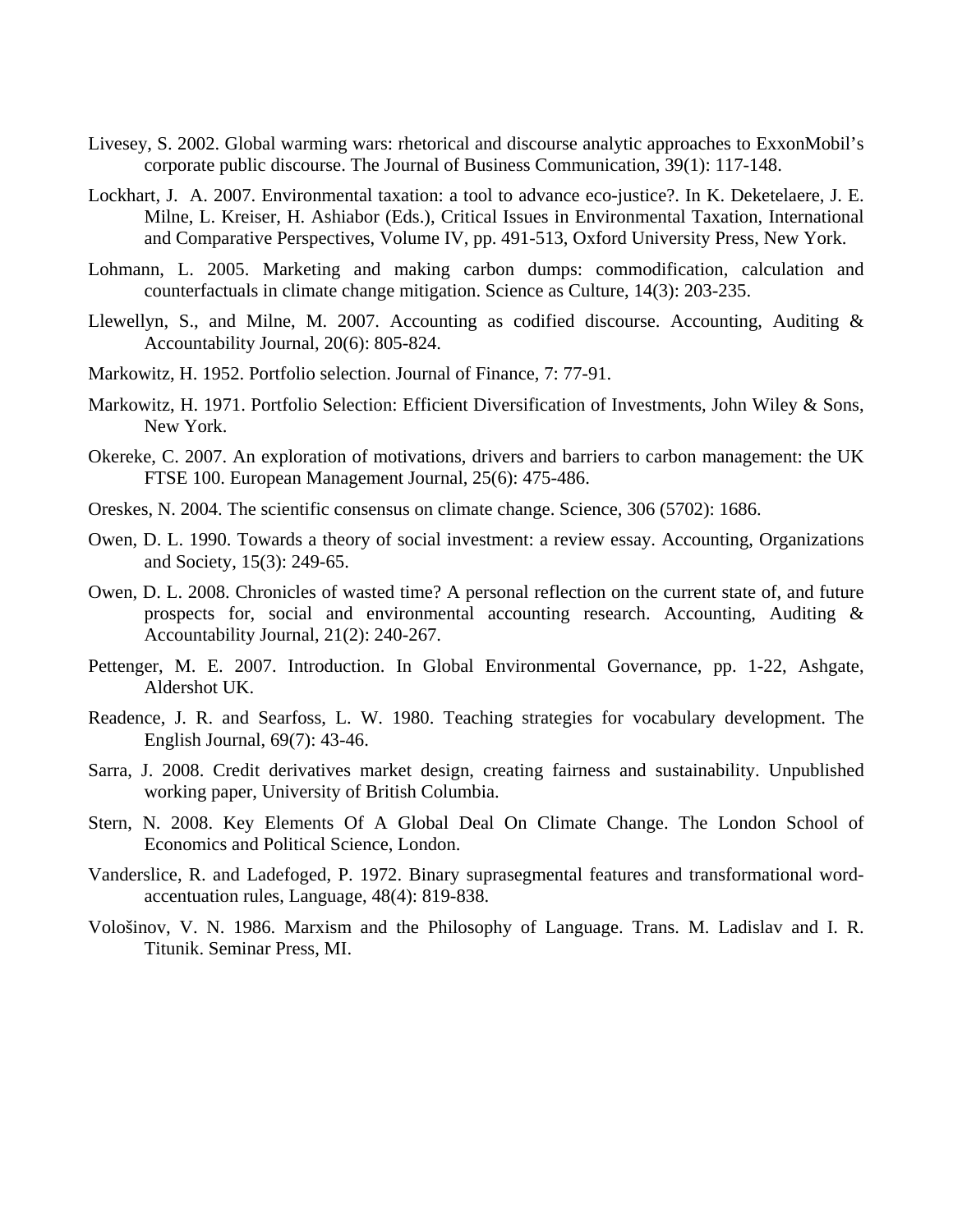Livesey, S. 2002. Global warming wars: rhetorical and discourse analytic approaches to ExxonMobil's corporate public discourse. The Journal of Business Communication, 39(1): 117-148.

Lockhart, J. A. 2007. Environmental taxation: a tool to advance eco-justice?. In K. Deketelaere, J. E. Milne, L. Kreiser, H. Ashiabor (Eds.), Critical Issues in Environmental Taxation, International and Comparative Perspectives, Volume IV, pp. 491-513, Oxford University Press, New York.

Lohmann, L. 2005. Marketing and making carbon dumps: commodification, calculation and counterfactuals in climate change mitigation. Science as Culture, 14(3): 203-235.

Llewellyn, S., and Milne, M. 2007. Accounting as codified discourse. Accounting, Auditing & Accountability Journal, 20(6): 805-824.

Markowitz, H. 1952. Portfolio selection. Journal of Finance, 7: 77-91.

Markowitz, H. 1971. Portfolio Selection: Efficient Diversification of Investments, John Wiley & Sons, New York.

Okereke, C. 2007. An exploration of motivations, drivers and barriers to carbon management: the UK FTSE 100. European Management Journal, 25(6): 475-486.

Oreskes, N. 2004. The scientific consensus on climate change. Science, 306 (5702): 1686.

Owen, D. L. 1990. Towards a theory of social investment: a review essay. Accounting, Organizations and Society, 15(3): 249-65.

Owen, D. L. 2008. Chronicles of wasted time? A personal reflection on the current state of, and future prospects for, social and environmental accounting research. Accounting, Auditing & Accountability Journal, 21(2): 240-267.

Pettenger, M. E. 2007. Introduction. In Global Environmental Governance, pp. 1-22, Ashgate, Aldershot UK.

Readence, J. R. and Searfoss, L. W. 1980. Teaching strategies for vocabulary development. The English Journal, 69(7): 43-46.

Sarra, J. 2008. Credit derivatives market design, creating fairness and sustainability. Unpublished working paper, University of British Columbia.

Stern, N. 2008. Key Elements Of A Global Deal On Climate Change. The London School of Economics and Political Science, London.

Vanderslice, R. and Ladefoged, P. 1972. Binary suprasegmental features and transformational word-accentuation rules, Language, 48(4): 819-838.

Vološinov, V. N. 1986. Marxism and the Philosophy of Language. Trans. M. Ladislav and I. R. Titunik. Seminar Press, MI.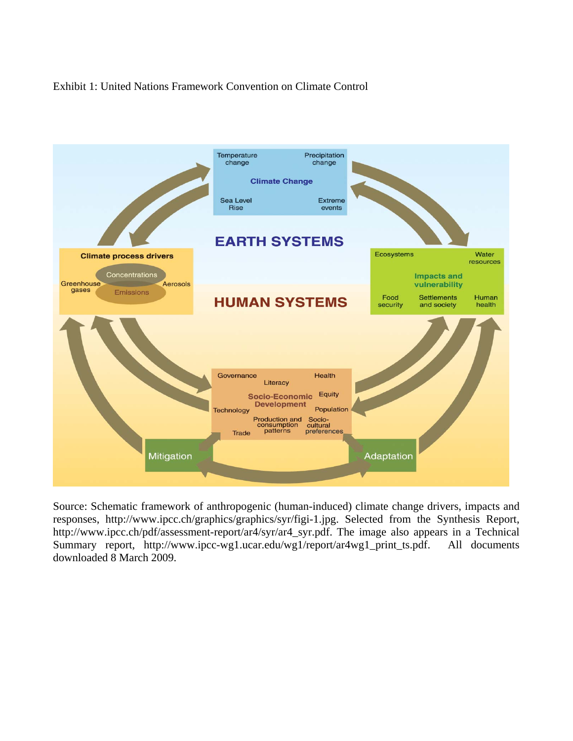Exhibit 1: United Nations Framework Convention on Climate Control

Source: Schematic framework of anthropogenic (human-induced) climate change drivers, impacts and responses, http://www.ipcc.ch/graphics/graphics/syr/figi-1.jpg. Selected from the Synthesis Report, http://www.ipcc.ch/pdf/assessment-report/ar4/syr/ar4_syr.pdf. The image also appears in a Technical Summary report, http://www.ipcc-wg1.ucar.edu/wg1/report/ar4wg1_print_ts.pdf. All documents downloaded 8 March 2009.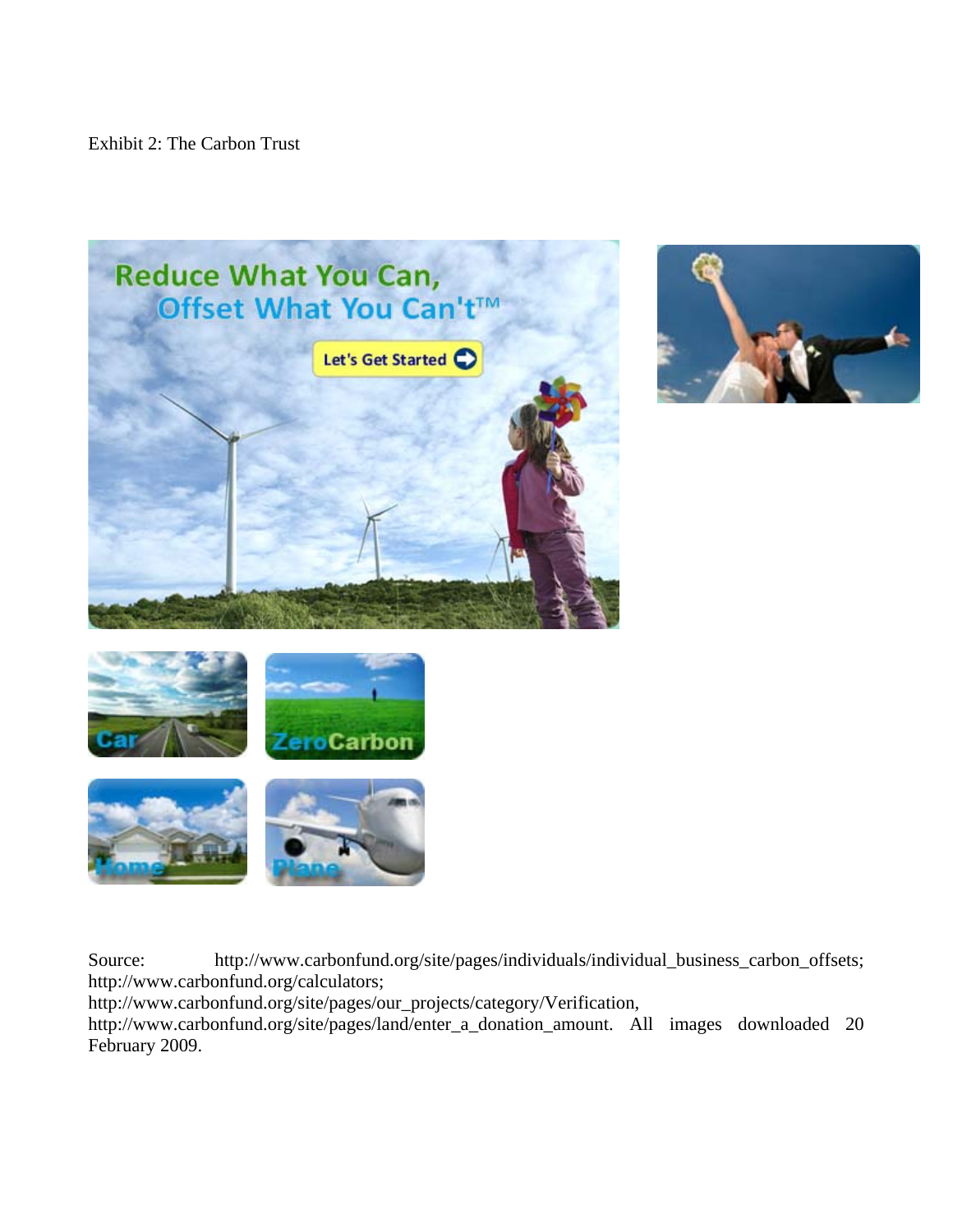Exhibit 2: The Carbon Trust

Source: http://www.carbonfund.org/site/pages/individuals/individual_business_carbon_offsets; http://www.carbonfund.org/calculators; http://www.carbonfund.org/site/pages/our_projects/category/Verification, http://www.carbonfund.org/site/pages/land/enter_a_donation_amount. All images downloaded 20 February 2009.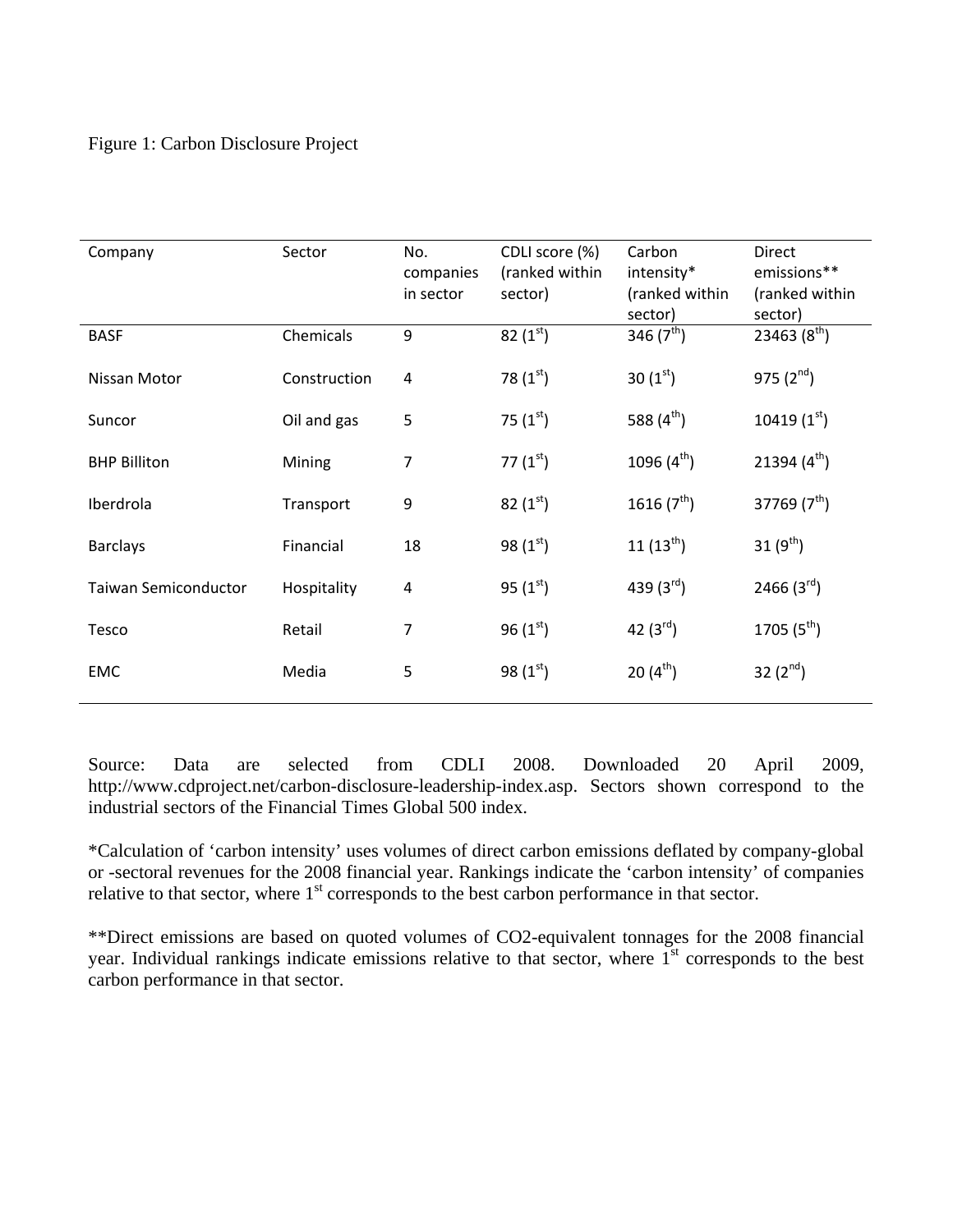Figure 1: Carbon Disclosure Project

| Company | Sector | No. companies in sector | CDLI score (%) (ranked within sector) | Carbon intensity* (ranked within sector) | Direct emissions** (ranked within sector) |
|---|---|---|---|---|---|
| BASF | Chemicals | 9 | 82 (1st) | 346 (7th) | 23463 (8th) |
| Nissan Motor | Construction | 4 | 78 (1st) | 30 (1st) | 975 (2nd) |
| Suncor | Oil and gas | 5 | 75 (1st) | 588 (4th) | 10419 (1st) |
| BHP Billiton | Mining | 7 | 77 (1st) | 1096 (4th) | 21394 (4th) |
| Iberdrola | Transport | 9 | 82 (1st) | 1616 (7th) | 37769 (7th) |
| Barclays | Financial | 18 | 98 (1st) | 11 (13th) | 31 (9th) |
| Taiwan Semiconductor | Hospitality | 4 | 95 (1st) | 439 (3rd) | 2466 (3rd) |
| Tesco | Retail | 7 | 96 (1st) | 42 (3rd) | 1705 (5th) |
| EMC | Media | 5 | 98 (1st) | 20 (4th) | 32 (2nd) |

Source: Data are selected from CDLI 2008. Downloaded 20 April 2009, http://www.cdproject.net/carbon-disclosure-leadership-index.asp. Sectors shown correspond to the industrial sectors of the Financial Times Global 500 index.

*Calculation of 'carbon intensity' uses volumes of direct carbon emissions deflated by company-global or -sectoral revenues for the 2008 financial year. Rankings indicate the 'carbon intensity' of companies relative to that sector, where 1st corresponds to the best carbon performance in that sector.

**Direct emissions are based on quoted volumes of CO2-equivalent tonnages for the 2008 financial year. Individual rankings indicate emissions relative to that sector, where 1st corresponds to the best carbon performance in that sector.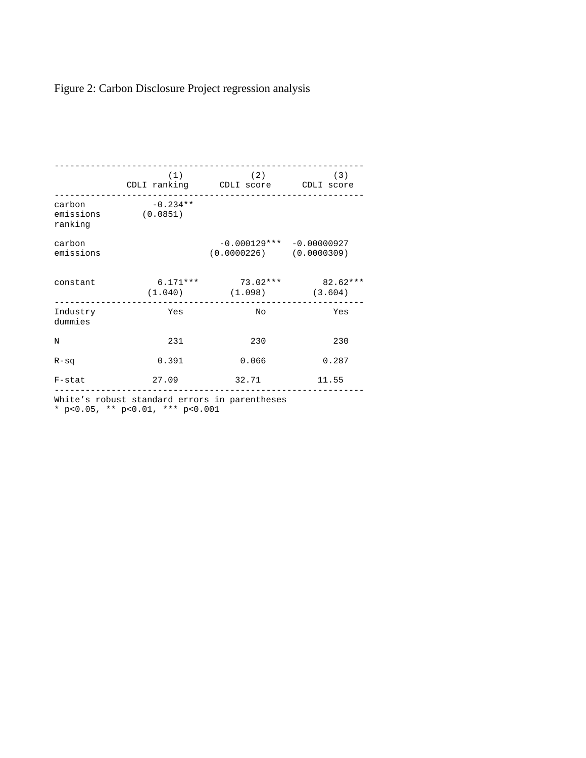Figure 2: Carbon Disclosure Project regression analysis

| | (1) CDLI ranking | (2) CDLI score | (3) CDLI score |
|---|---|---|---|
| carbon emissions ranking | -0.234** | | |
| | (0.0851) | | |
| carbon emissions | | -0.000129*** | -0.00000927 |
| | | (0.0000226) | (0.0000309) |
| constant | 6.171*** | 73.02*** | 82.62*** |
| | (1.040) | (1.098) | (3.604) |
| Industry dummies | Yes | No | Yes |
| N | 231 | 230 | 230 |
| R-sq | 0.391 | 0.066 | 0.287 |
| F-stat | 27.09 | 32.71 | 11.55 |

White’s robust standard errors in parentheses
* p<0.05, ** p<0.01, *** p<0.001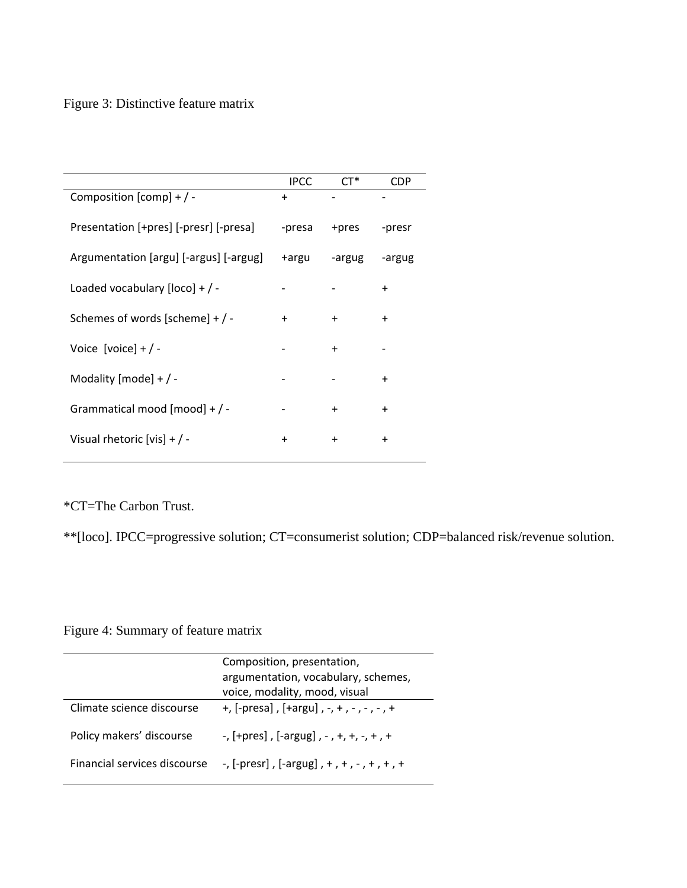Figure 3: Distinctive feature matrix

| | IPCC | CT* | CDP |
|---|---|---|---|
| Composition [comp] + / - | + | - | - |
| Presentation [+pres] [-presr] [-presa] | -presa | +pres | -presr |
| Argumentation [argu] [-args] [-argug] | +argu | -argug | -argug |
| Loaded vocabulary [loco] + / - | - | - | + |
| Schemes of words [scheme] + / - | + | + | + |
| Voice [voice] + / - | - | + | - |
| Modality [mode] + / - | - | - | + |
| Grammatical mood [mood] + / - | - | + | + |
| Visual rhetoric [vis] + / - | + | + | + |

*CT=The Carbon Trust.

**[loco]. IPCC=progressive solution; CT=consumerist solution; CDP=balanced risk/revenue solution.

Figure 4: Summary of feature matrix

| | Composition, presentation, argumentation, vocabulary, schemes, voice, modality, mood, visual |
|---|---|
| Climate science discourse | +, [-presa] , [+argu] , -, + , - , - , - , + |
| Policy makers' discourse | -, [+pres] , [-argug] , - , +, +, -, + , + |
| Financial services discourse | -, [-presr] , [-argug] , + , + , - , + , + , + |